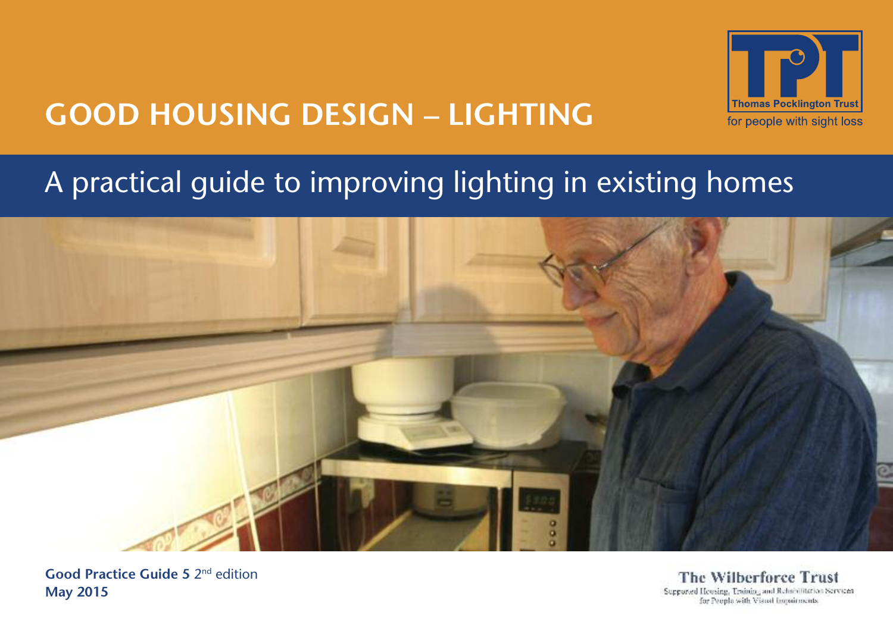# GOOD HOUSING DESIGN – LIGHTING

Thomas Pocklington Trust
for people with sight loss

## A practical guide to improving lighting in existing homes

**Good Practice Guide 5** 2nd edition
**May 2015**

The Wilberforce Trust
Supported Housing, Training and Rehabilitation Services for People with Visual Impairments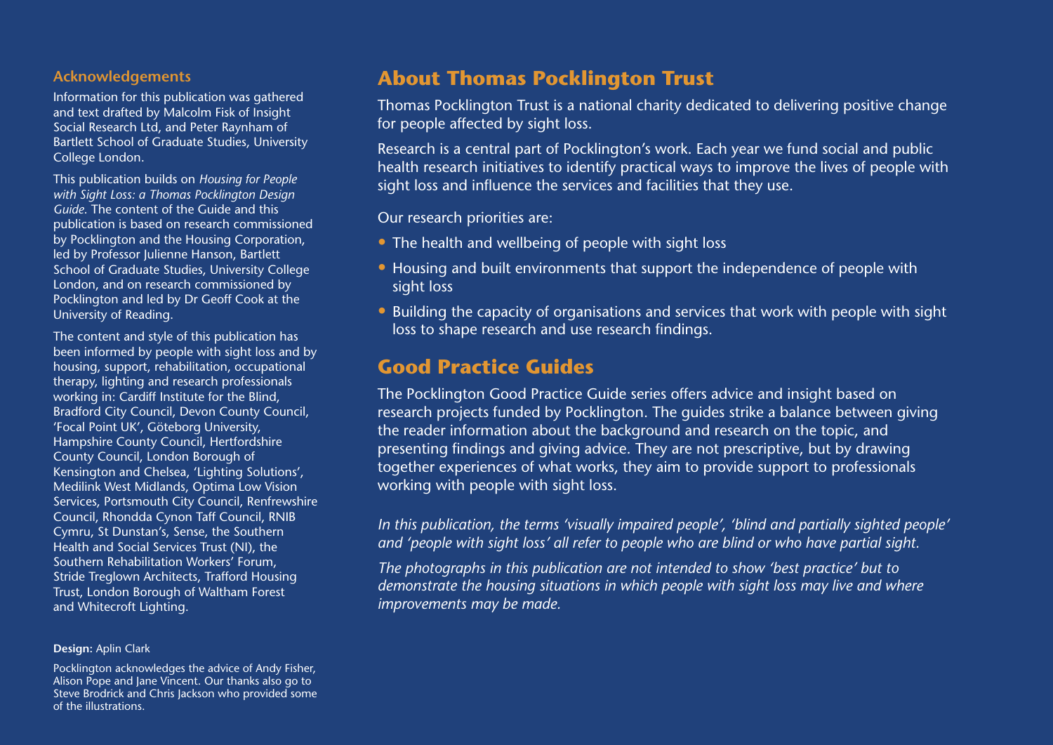## Acknowledgements

Information for this publication was gathered and text drafted by Malcolm Fisk of Insight Social Research Ltd, and Peter Raynham of Bartlett School of Graduate Studies, University College London.

This publication builds on *Housing for People with Sight Loss: a Thomas Pocklington Design Guide*. The content of the Guide and this publication is based on research commissioned by Pocklington and the Housing Corporation, led by Professor Julienne Hanson, Bartlett School of Graduate Studies, University College London, and on research commissioned by Pocklington and led by Dr Geoff Cook at the University of Reading.

The content and style of this publication has been informed by people with sight loss and by housing, support, rehabilitation, occupational therapy, lighting and research professionals working in: Cardiff Institute for the Blind, Bradford City Council, Devon County Council, 'Focal Point UK', Göteborg University, Hampshire County Council, Hertfordshire County Council, London Borough of Kensington and Chelsea, 'Lighting Solutions', Medilink West Midlands, Optima Low Vision Services, Portsmouth City Council, Renfrewshire Council, Rhondda Cynon Taff Council, RNIB Cymru, St Dunstan's, Sense, the Southern Health and Social Services Trust (NI), the Southern Rehabilitation Workers' Forum, Stride Treglown Architects, Trafford Housing Trust, London Borough of Waltham Forest and Whitecroft Lighting.

**Design:** Aplin Clark

Pocklington acknowledges the advice of Andy Fisher, Alison Pope and Jane Vincent. Our thanks also go to Steve Brodrick and Chris Jackson who provided some of the illustrations.

## About Thomas Pocklington Trust

Thomas Pocklington Trust is a national charity dedicated to delivering positive change for people affected by sight loss.

Research is a central part of Pocklington's work. Each year we fund social and public health research initiatives to identify practical ways to improve the lives of people with sight loss and influence the services and facilities that they use.

Our research priorities are:

- The health and wellbeing of people with sight loss
- Housing and built environments that support the independence of people with sight loss
- Building the capacity of organisations and services that work with people with sight loss to shape research and use research findings.

## Good Practice Guides

The Pocklington Good Practice Guide series offers advice and insight based on research projects funded by Pocklington. The guides strike a balance between giving the reader information about the background and research on the topic, and presenting findings and giving advice. They are not prescriptive, but by drawing together experiences of what works, they aim to provide support to professionals working with people with sight loss.

*In this publication, the terms 'visually impaired people', 'blind and partially sighted people' and 'people with sight loss' all refer to people who are blind or who have partial sight.*

*The photographs in this publication are not intended to show 'best practice' but to demonstrate the housing situations in which people with sight loss may live and where improvements may be made.*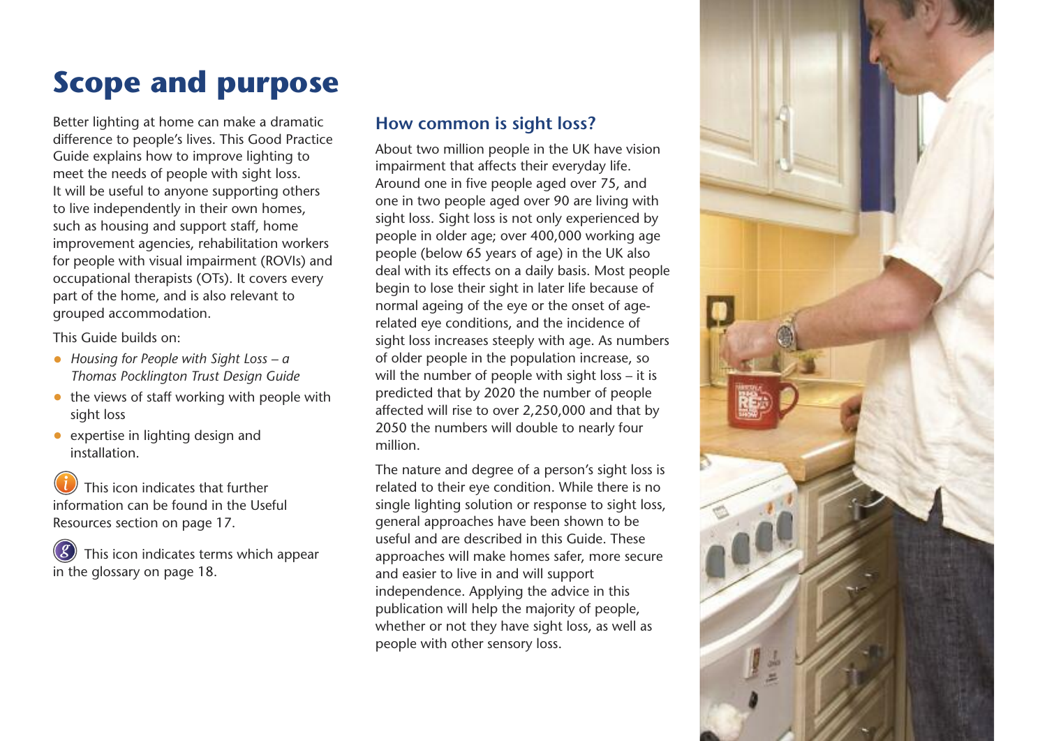# Scope and purpose

Better lighting at home can make a dramatic difference to people's lives. This Good Practice Guide explains how to improve lighting to meet the needs of people with sight loss. It will be useful to anyone supporting others to live independently in their own homes, such as housing and support staff, home improvement agencies, rehabilitation workers for people with visual impairment (ROVIs) and occupational therapists (OTs). It covers every part of the home, and is also relevant to grouped accommodation.

This Guide builds on:

- *Housing for People with Sight Loss – a Thomas Pocklington Trust Design Guide*
- the views of staff working with people with sight loss
- expertise in lighting design and installation.

This icon indicates that further information can be found in the Useful Resources section on page 17.

This icon indicates terms which appear in the glossary on page 18.

## How common is sight loss?

About two million people in the UK have vision impairment that affects their everyday life. Around one in five people aged over 75, and one in two people aged over 90 are living with sight loss. Sight loss is not only experienced by people in older age; over 400,000 working age people (below 65 years of age) in the UK also deal with its effects on a daily basis. Most people begin to lose their sight in later life because of normal ageing of the eye or the onset of age-related eye conditions, and the incidence of sight loss increases steeply with age. As numbers of older people in the population increase, so will the number of people with sight loss – it is predicted that by 2020 the number of people affected will rise to over 2,250,000 and that by 2050 the numbers will double to nearly four million.

The nature and degree of a person's sight loss is related to their eye condition. While there is no single lighting solution or response to sight loss, general approaches have been shown to be useful and are described in this Guide. These approaches will make homes safer, more secure and easier to live in and will support independence. Applying the advice in this publication will help the majority of people, whether or not they have sight loss, as well as people with other sensory loss.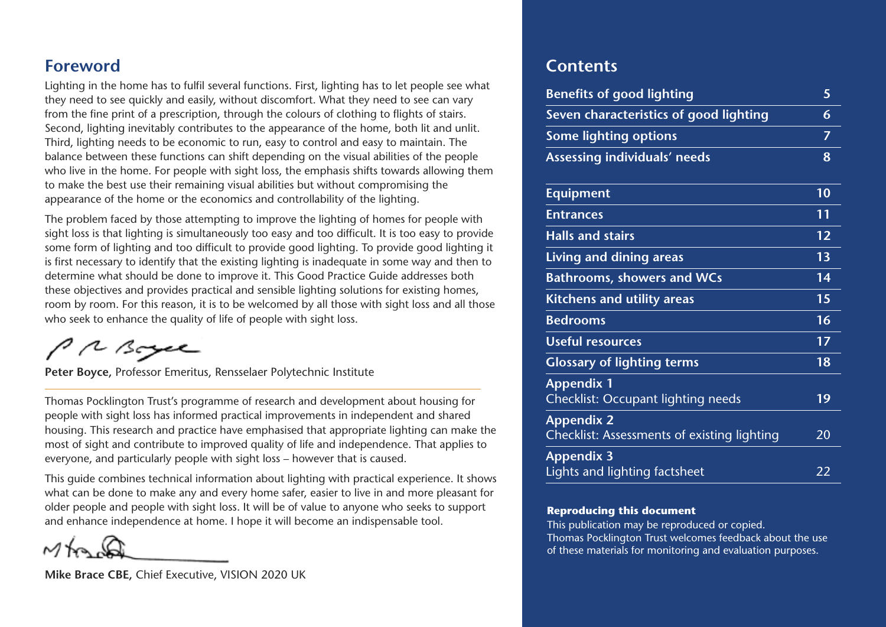## Foreword

Lighting in the home has to fulfil several functions. First, lighting has to let people see what they need to see quickly and easily, without discomfort. What they need to see can vary from the fine print of a prescription, through the colours of clothing to flights of stairs. Second, lighting inevitably contributes to the appearance of the home, both lit and unlit. Third, lighting needs to be economic to run, easy to control and easy to maintain. The balance between these functions can shift depending on the visual abilities of the people who live in the home. For people with sight loss, the emphasis shifts towards allowing them to make the best use their remaining visual abilities but without compromising the appearance of the home or the economics and controllability of the lighting.

The problem faced by those attempting to improve the lighting of homes for people with sight loss is that lighting is simultaneously too easy and too difficult. It is too easy to provide some form of lighting and too difficult to provide good lighting. To provide good lighting it is first necessary to identify that the existing lighting is inadequate in some way and then to determine what should be done to improve it. This Good Practice Guide addresses both these objectives and provides practical and sensible lighting solutions for existing homes, room by room. For this reason, it is to be welcomed by all those with sight loss and all those who seek to enhance the quality of life of people with sight loss.

**Peter Boyce,** Professor Emeritus, Rensselaer Polytechnic Institute

---

Thomas Pocklington Trust's programme of research and development about housing for people with sight loss has informed practical improvements in independent and shared housing. This research and practice have emphasised that appropriate lighting can make the most of sight and contribute to improved quality of life and independence. That applies to everyone, and particularly people with sight loss – however that is caused.

This guide combines technical information about lighting with practical experience. It shows what can be done to make any and every home safer, easier to live in and more pleasant for older people and people with sight loss. It will be of value to anyone who seeks to support and enhance independence at home. I hope it will become an indispensable tool.

**Mike Brace CBE,** Chief Executive, VISION 2020 UK

## Contents

| | |
|---|---|
| **Benefits of good lighting** | **5** |
| **Seven characteristics of good lighting** | **6** |
| **Some lighting options** | **7** |
| **Assessing individuals' needs** | **8** |
| **Equipment** | **10** |
| **Entrances** | **11** |
| **Halls and stairs** | **12** |
| **Living and dining areas** | **13** |
| **Bathrooms, showers and WCs** | **14** |
| **Kitchens and utility areas** | **15** |
| **Bedrooms** | **16** |
| **Useful resources** | **17** |
| **Glossary of lighting terms** | **18** |
| **Appendix 1** Checklist: Occupant lighting needs | 19 |
| **Appendix 2** Checklist: Assessments of existing lighting | 20 |
| **Appendix 3** Lights and lighting factsheet | 22 |

**Reproducing this document**

This publication may be reproduced or copied. Thomas Pocklington Trust welcomes feedback about the use of these materials for monitoring and evaluation purposes.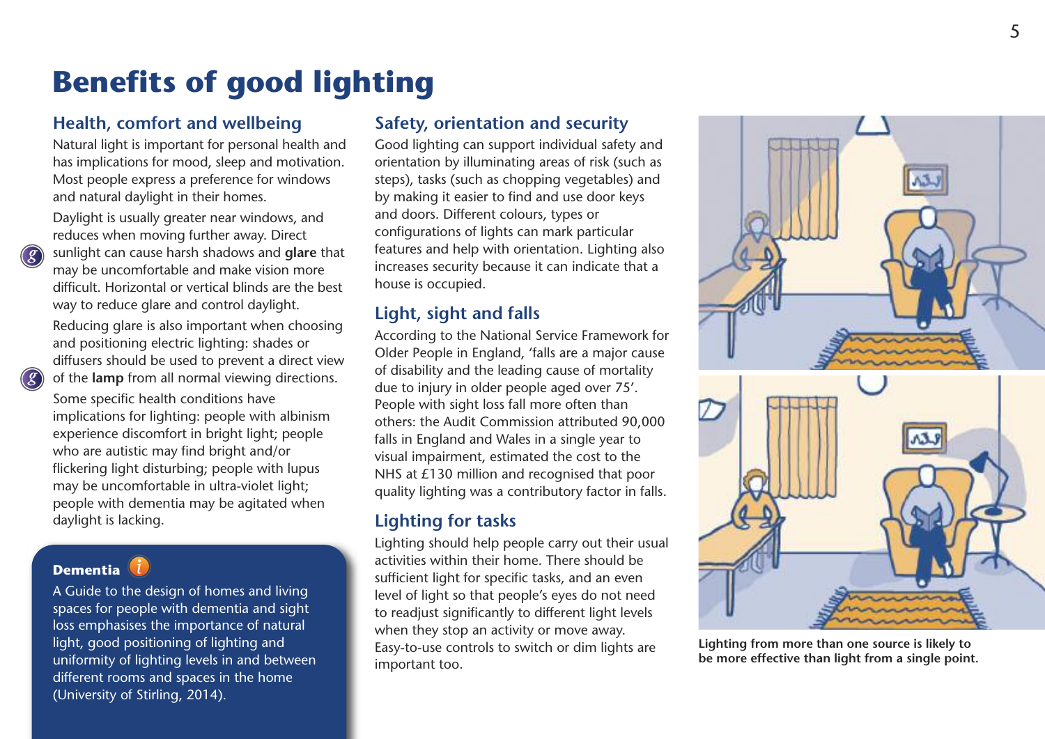# Benefits of good lighting

## Health, comfort and wellbeing

Natural light is important for personal health and has implications for mood, sleep and motivation. Most people express a preference for windows and natural daylight in their homes.

Daylight is usually greater near windows, and reduces when moving further away. Direct sunlight can cause harsh shadows and **glare** that may be uncomfortable and make vision more difficult. Horizontal or vertical blinds are the best way to reduce glare and control daylight.

Reducing glare is also important when choosing and positioning electric lighting: shades or diffusers should be used to prevent a direct view of the **lamp** from all normal viewing directions.

Some specific health conditions have implications for lighting: people with albinism experience discomfort in bright light; people who are autistic may find bright and/or flickering light disturbing; people with lupus may be uncomfortable in ultra-violet light; people with dementia may be agitated when daylight is lacking.

**Dementia**

A Guide to the design of homes and living spaces for people with dementia and sight loss emphasises the importance of natural light, good positioning of lighting and uniformity of lighting levels in and between different rooms and spaces in the home (University of Stirling, 2014).

## Safety, orientation and security

Good lighting can support individual safety and orientation by illuminating areas of risk (such as steps), tasks (such as chopping vegetables) and by making it easier to find and use door keys and doors. Different colours, types or configurations of lights can mark particular features and help with orientation. Lighting also increases security because it can indicate that a house is occupied.

## Light, sight and falls

According to the National Service Framework for Older People in England, 'falls are a major cause of disability and the leading cause of mortality due to injury in older people aged over 75'. People with sight loss fall more often than others: the Audit Commission attributed 90,000 falls in England and Wales in a single year to visual impairment, estimated the cost to the NHS at £130 million and recognised that poor quality lighting was a contributory factor in falls.

## Lighting for tasks

Lighting should help people carry out their usual activities within their home. There should be sufficient light for specific tasks, and an even level of light so that people's eyes do not need to readjust significantly to different light levels when they stop an activity or move away. Easy-to-use controls to switch or dim lights are important too.

**Lighting from more than one source is likely to be more effective than light from a single point.**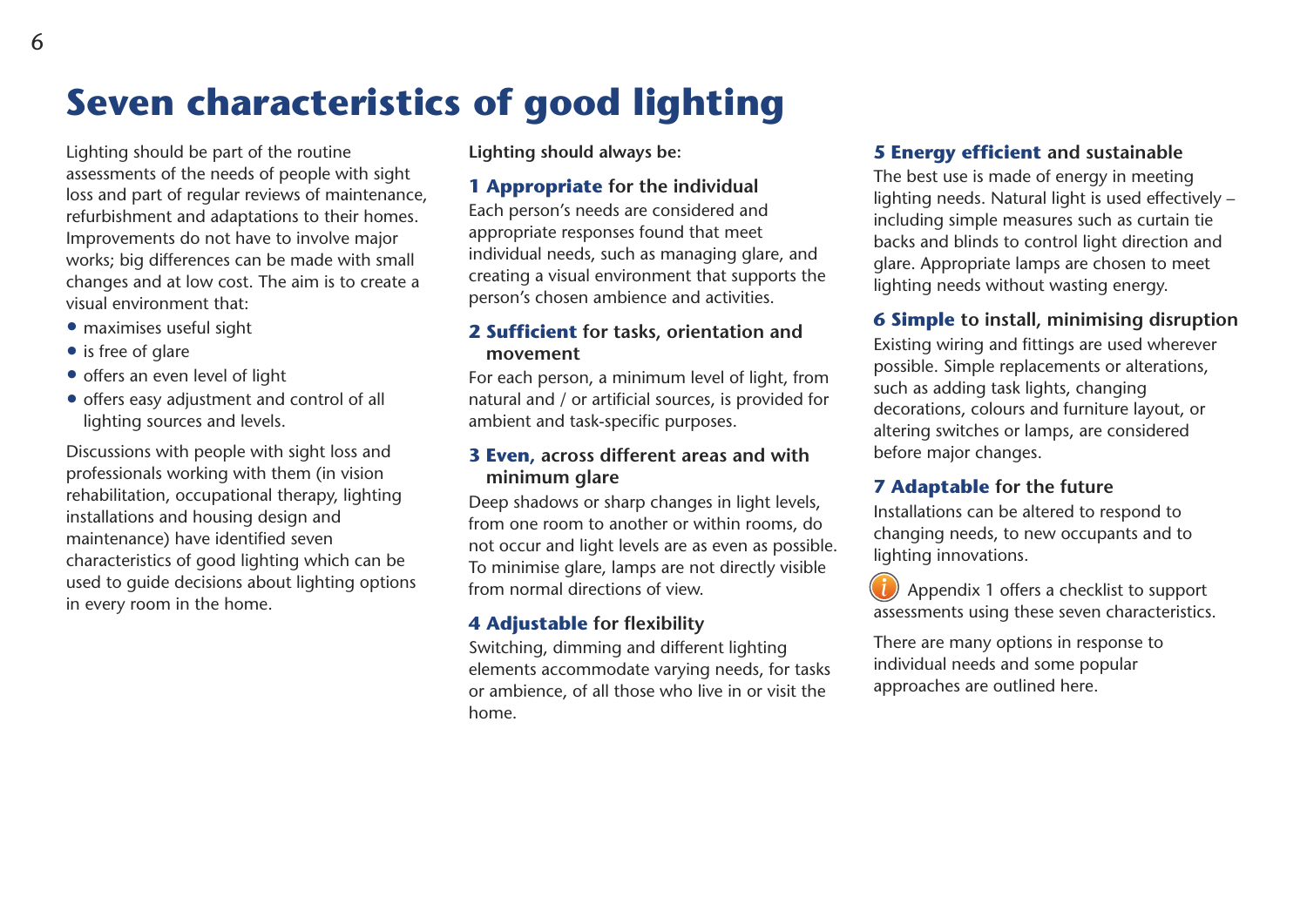# Seven characteristics of good lighting

Lighting should be part of the routine assessments of the needs of people with sight loss and part of regular reviews of maintenance, refurbishment and adaptations to their homes. Improvements do not have to involve major works; big differences can be made with small changes and at low cost. The aim is to create a visual environment that:

- maximises useful sight
- is free of glare
- offers an even level of light
- offers easy adjustment and control of all lighting sources and levels.

Discussions with people with sight loss and professionals working with them (in vision rehabilitation, occupational therapy, lighting installations and housing design and maintenance) have identified seven characteristics of good lighting which can be used to guide decisions about lighting options in every room in the home.

**Lighting should always be:**

### 1 Appropriate for the individual

Each person's needs are considered and appropriate responses found that meet individual needs, such as managing glare, and creating a visual environment that supports the person's chosen ambience and activities.

### 2 Sufficient for tasks, orientation and movement

For each person, a minimum level of light, from natural and / or artificial sources, is provided for ambient and task-specific purposes.

### 3 Even, across different areas and with minimum glare

Deep shadows or sharp changes in light levels, from one room to another or within rooms, do not occur and light levels are as even as possible. To minimise glare, lamps are not directly visible from normal directions of view.

### 4 Adjustable for flexibility

Switching, dimming and different lighting elements accommodate varying needs, for tasks or ambience, of all those who live in or visit the home.

### 5 Energy efficient and sustainable

The best use is made of energy in meeting lighting needs. Natural light is used effectively – including simple measures such as curtain tie backs and blinds to control light direction and glare. Appropriate lamps are chosen to meet lighting needs without wasting energy.

### 6 Simple to install, minimising disruption

Existing wiring and fittings are used wherever possible. Simple replacements or alterations, such as adding task lights, changing decorations, colours and furniture layout, or altering switches or lamps, are considered before major changes.

### 7 Adaptable for the future

Installations can be altered to respond to changing needs, to new occupants and to lighting innovations.

Appendix 1 offers a checklist to support assessments using these seven characteristics.

There are many options in response to individual needs and some popular approaches are outlined here.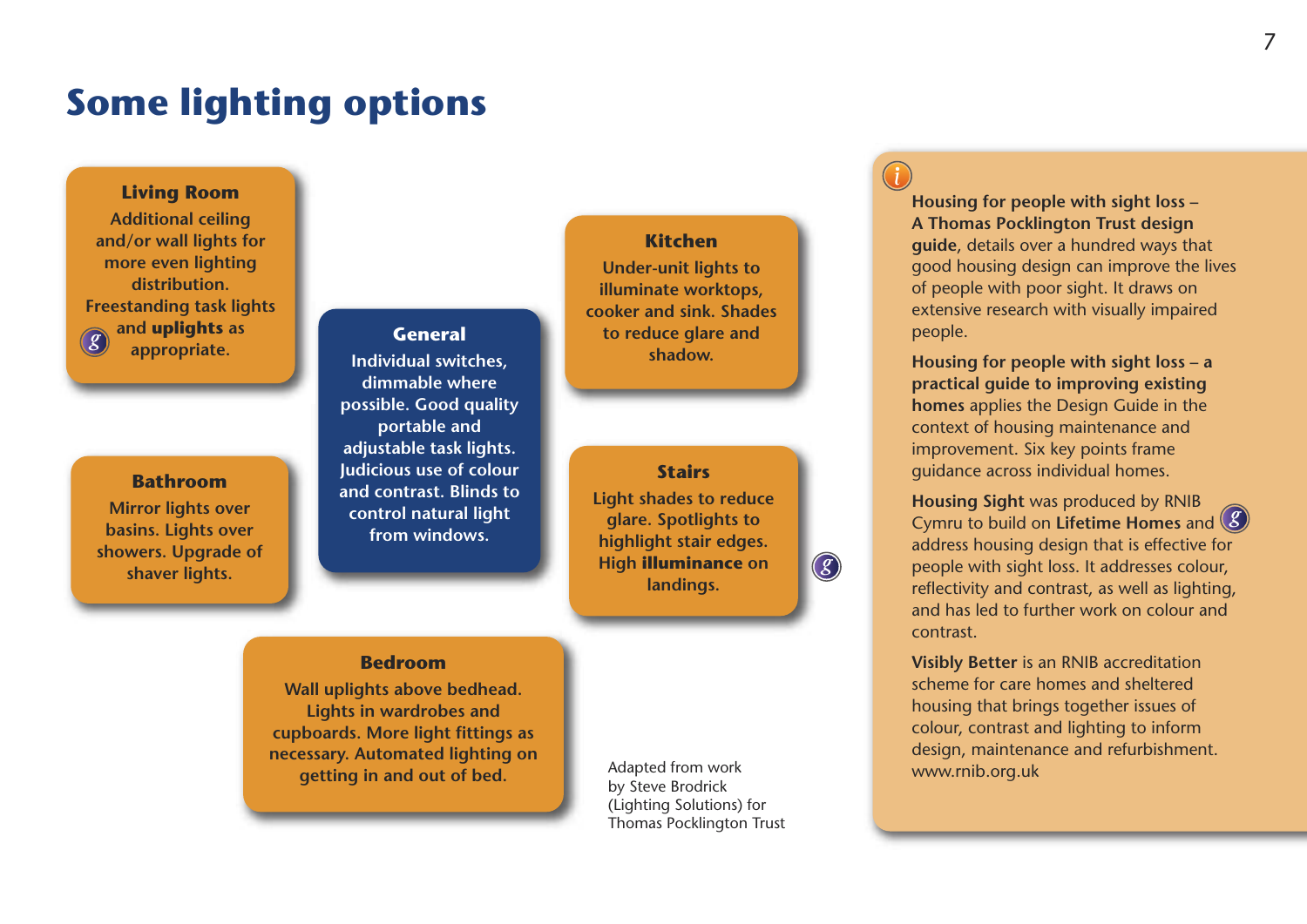# Some lighting options

### Living Room

Additional ceiling and/or wall lights for more even lighting distribution. Freestanding task lights and **uplights** as appropriate.

### General

Individual switches, dimmable where possible. Good quality portable and adjustable task lights. Judicious use of colour and contrast. Blinds to control natural light from windows.

### Kitchen

Under-unit lights to illuminate worktops, cooker and sink. Shades to reduce glare and shadow.

### Bathroom

Mirror lights over basins. Lights over showers. Upgrade of shaver lights.

### Stairs

Light shades to reduce glare. Spotlights to highlight stair edges. High **illuminance** on landings.

### Bedroom

Wall uplights above bedhead. Lights in wardrobes and cupboards. More light fittings as necessary. Automated lighting on getting in and out of bed.

Adapted from work by Steve Brodrick (Lighting Solutions) for Thomas Pocklington Trust

**Housing for people with sight loss – A Thomas Pocklington Trust design guide**, details over a hundred ways that good housing design can improve the lives of people with poor sight. It draws on extensive research with visually impaired people.

**Housing for people with sight loss – a practical guide to improving existing homes** applies the Design Guide in the context of housing maintenance and improvement. Six key points frame guidance across individual homes.

**Housing Sight** was produced by RNIB Cymru to build on **Lifetime Homes** and address housing design that is effective for people with sight loss. It addresses colour, reflectivity and contrast, as well as lighting, and has led to further work on colour and contrast.

**Visibly Better** is an RNIB accreditation scheme for care homes and sheltered housing that brings together issues of colour, contrast and lighting to inform design, maintenance and refurbishment. www.rnib.org.uk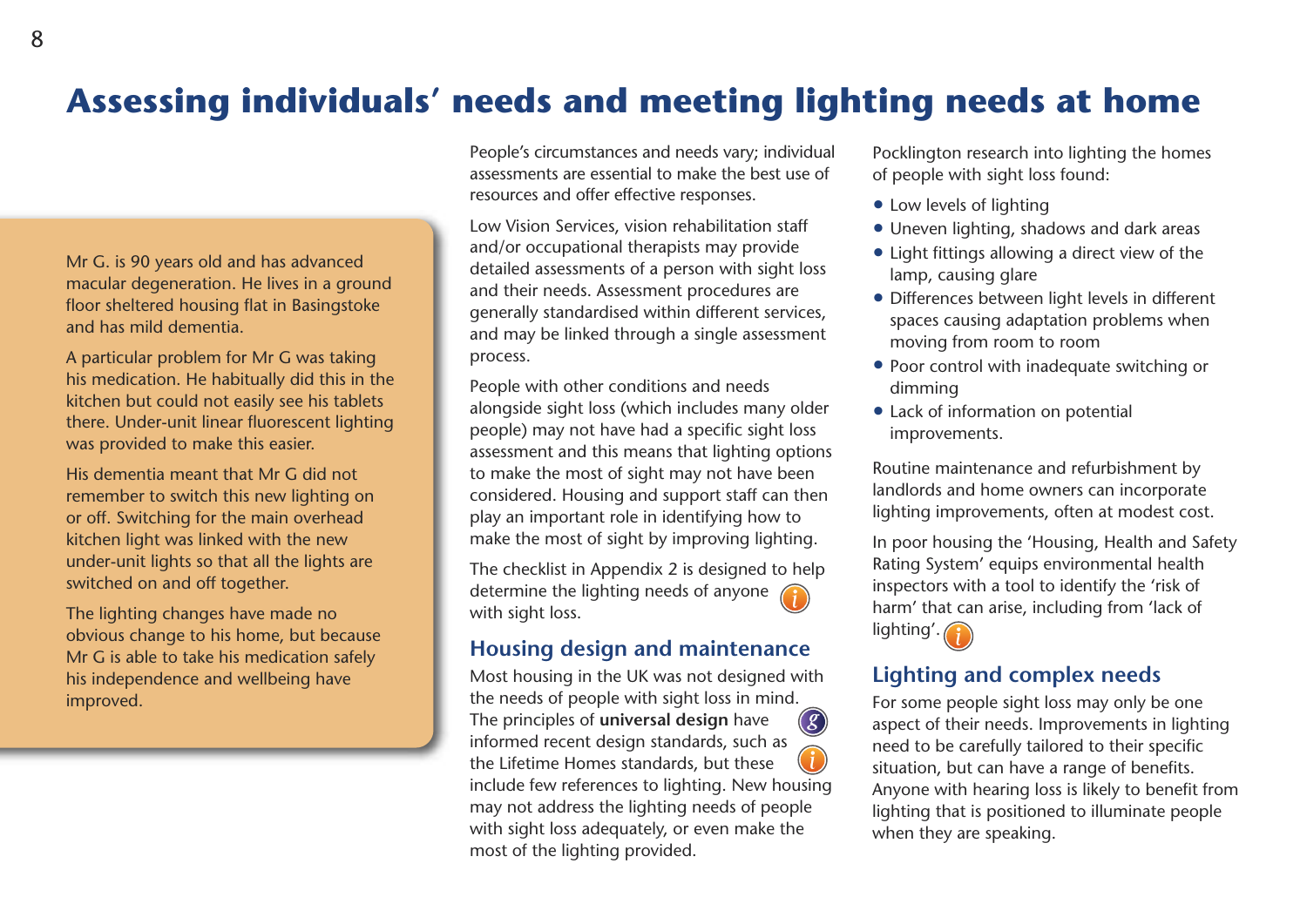# Assessing individuals' needs and meeting lighting needs at home

Mr G. is 90 years old and has advanced macular degeneration. He lives in a ground floor sheltered housing flat in Basingstoke and has mild dementia.

A particular problem for Mr G was taking his medication. He habitually did this in the kitchen but could not easily see his tablets there. Under-unit linear fluorescent lighting was provided to make this easier.

His dementia meant that Mr G did not remember to switch this new lighting on or off. Switching for the main overhead kitchen light was linked with the new under-unit lights so that all the lights are switched on and off together.

The lighting changes have made no obvious change to his home, but because Mr G is able to take his medication safely his independence and wellbeing have improved.

People's circumstances and needs vary; individual assessments are essential to make the best use of resources and offer effective responses.

Low Vision Services, vision rehabilitation staff and/or occupational therapists may provide detailed assessments of a person with sight loss and their needs. Assessment procedures are generally standardised within different services, and may be linked through a single assessment process.

People with other conditions and needs alongside sight loss (which includes many older people) may not have had a specific sight loss assessment and this means that lighting options to make the most of sight may not have been considered. Housing and support staff can then play an important role in identifying how to make the most of sight by improving lighting.

The checklist in Appendix 2 is designed to help determine the lighting needs of anyone with sight loss.

## Housing design and maintenance

Most housing in the UK was not designed with the needs of people with sight loss in mind. The principles of **universal design** have informed recent design standards, such as the Lifetime Homes standards, but these include few references to lighting. New housing may not address the lighting needs of people with sight loss adequately, or even make the most of the lighting provided.

Pocklington research into lighting the homes of people with sight loss found:

- Low levels of lighting
- Uneven lighting, shadows and dark areas
- Light fittings allowing a direct view of the lamp, causing glare
- Differences between light levels in different spaces causing adaptation problems when moving from room to room
- Poor control with inadequate switching or dimming
- Lack of information on potential improvements.

Routine maintenance and refurbishment by landlords and home owners can incorporate lighting improvements, often at modest cost.

In poor housing the 'Housing, Health and Safety Rating System' equips environmental health inspectors with a tool to identify the 'risk of harm' that can arise, including from 'lack of lighting'.

## Lighting and complex needs

For some people sight loss may only be one aspect of their needs. Improvements in lighting need to be carefully tailored to their specific situation, but can have a range of benefits. Anyone with hearing loss is likely to benefit from lighting that is positioned to illuminate people when they are speaking.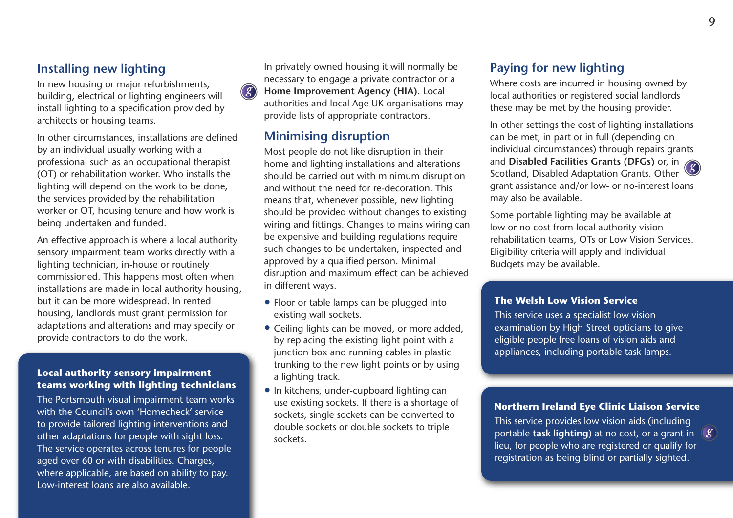## Installing new lighting

In new housing or major refurbishments, building, electrical or lighting engineers will install lighting to a specification provided by architects or housing teams.

In other circumstances, installations are defined by an individual usually working with a professional such as an occupational therapist (OT) or rehabilitation worker. Who installs the lighting will depend on the work to be done, the services provided by the rehabilitation worker or OT, housing tenure and how work is being undertaken and funded.

An effective approach is where a local authority sensory impairment team works directly with a lighting technician, in-house or routinely commissioned. This happens most often when installations are made in local authority housing, but it can be more widespread. In rented housing, landlords must grant permission for adaptations and alterations and may specify or provide contractors to do the work.

**Local authority sensory impairment teams working with lighting technicians**

The Portsmouth visual impairment team works with the Council's own 'Homecheck' service to provide tailored lighting interventions and other adaptations for people with sight loss. The service operates across tenures for people aged over 60 or with disabilities. Charges, where applicable, are based on ability to pay. Low-interest loans are also available.

In privately owned housing it will normally be necessary to engage a private contractor or a **Home Improvement Agency (HIA)**. Local authorities and local Age UK organisations may provide lists of appropriate contractors.

## Minimising disruption

Most people do not like disruption in their home and lighting installations and alterations should be carried out with minimum disruption and without the need for re-decoration. This means that, whenever possible, new lighting should be provided without changes to existing wiring and fittings. Changes to mains wiring can be expensive and building regulations require such changes to be undertaken, inspected and approved by a qualified person. Minimal disruption and maximum effect can be achieved in different ways.

- Floor or table lamps can be plugged into existing wall sockets.
- Ceiling lights can be moved, or more added, by replacing the existing light point with a junction box and running cables in plastic trunking to the new light points or by using a lighting track.
- In kitchens, under-cupboard lighting can use existing sockets. If there is a shortage of sockets, single sockets can be converted to double sockets or double sockets to triple sockets.

## Paying for new lighting

Where costs are incurred in housing owned by local authorities or registered social landlords these may be met by the housing provider.

In other settings the cost of lighting installations can be met, in part or in full (depending on individual circumstances) through repairs grants and **Disabled Facilities Grants (DFGs)** or, in Scotland, Disabled Adaptation Grants. Other grant assistance and/or low- or no-interest loans may also be available.

Some portable lighting may be available at low or no cost from local authority vision rehabilitation teams, OTs or Low Vision Services. Eligibility criteria will apply and Individual Budgets may be available.

**The Welsh Low Vision Service**

This service uses a specialist low vision examination by High Street opticians to give eligible people free loans of vision aids and appliances, including portable task lamps.

**Northern Ireland Eye Clinic Liaison Service**

This service provides low vision aids (including portable **task lighting**) at no cost, or a grant in lieu, for people who are registered or qualify for registration as being blind or partially sighted.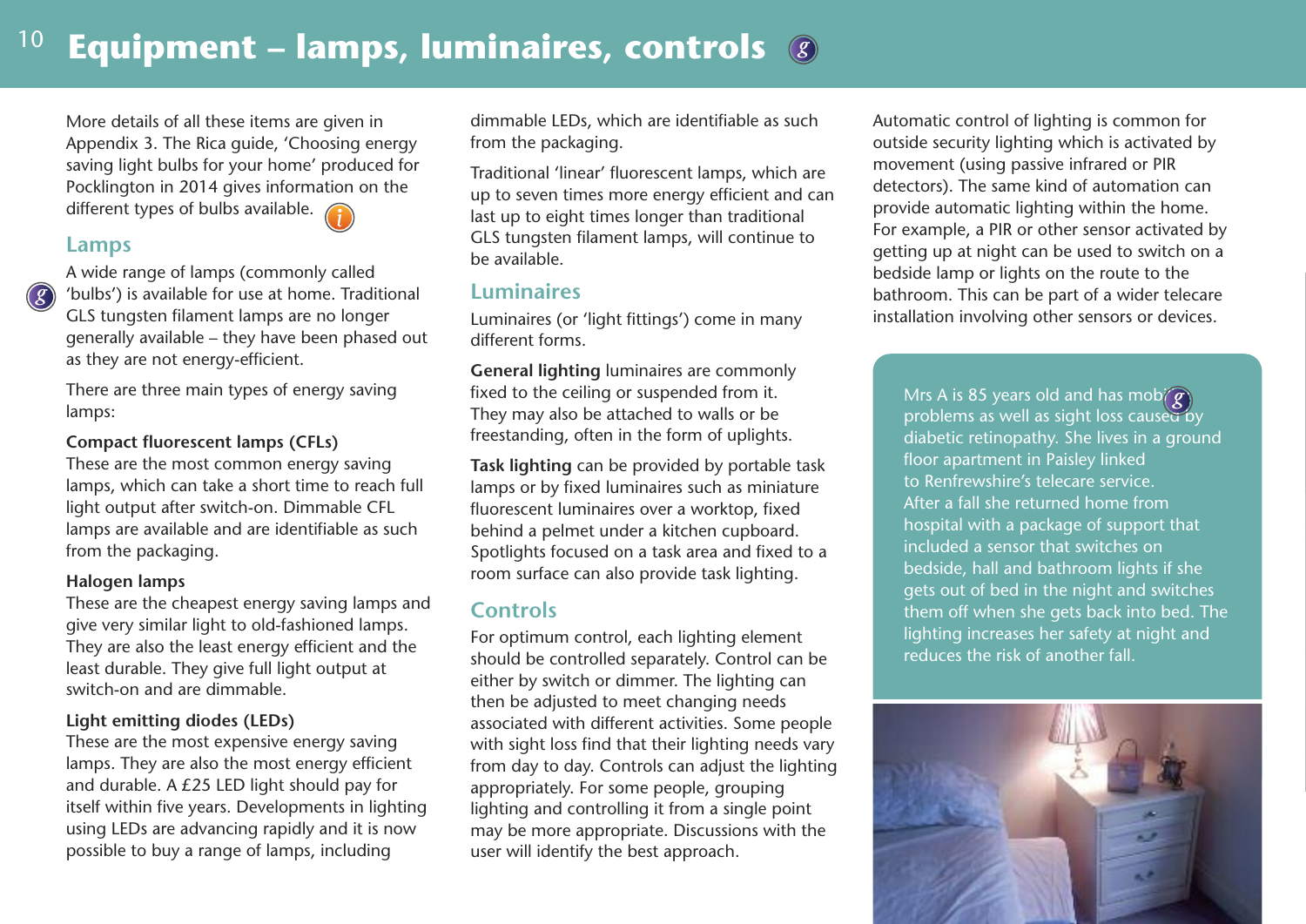# Equipment – lamps, luminaires, controls

More details of all these items are given in Appendix 3. The Rica guide, 'Choosing energy saving light bulbs for your home' produced for Pocklington in 2014 gives information on the different types of bulbs available.

## Lamps

A wide range of lamps (commonly called 'bulbs') is available for use at home. Traditional GLS tungsten filament lamps are no longer generally available – they have been phased out as they are not energy-efficient.

There are three main types of energy saving lamps:

**Compact fluorescent lamps (CFLs)**
These are the most common energy saving lamps, which can take a short time to reach full light output after switch-on. Dimmable CFL lamps are available and are identifiable as such from the packaging.

**Halogen lamps**
These are the cheapest energy saving lamps and give very similar light to old-fashioned lamps. They are also the least energy efficient and the least durable. They give full light output at switch-on and are dimmable.

**Light emitting diodes (LEDs)**
These are the most expensive energy saving lamps. They are also the most energy efficient and durable. A £25 LED light should pay for itself within five years. Developments in lighting using LEDs are advancing rapidly and it is now possible to buy a range of lamps, including dimmable LEDs, which are identifiable as such from the packaging.

Traditional 'linear' fluorescent lamps, which are up to seven times more energy efficient and can last up to eight times longer than traditional GLS tungsten filament lamps, will continue to be available.

## Luminaires

Luminaires (or 'light fittings') come in many different forms.

**General lighting** luminaires are commonly fixed to the ceiling or suspended from it. They may also be attached to walls or be freestanding, often in the form of uplights.

**Task lighting** can be provided by portable task lamps or by fixed luminaires such as miniature fluorescent luminaires over a worktop, fixed behind a pelmet under a kitchen cupboard. Spotlights focused on a task area and fixed to a room surface can also provide task lighting.

## Controls

For optimum control, each lighting element should be controlled separately. Control can be either by switch or dimmer. The lighting can then be adjusted to meet changing needs associated with different activities. Some people with sight loss find that their lighting needs vary from day to day. Controls can adjust the lighting appropriately. For some people, grouping lighting and controlling it from a single point may be more appropriate. Discussions with the user will identify the best approach.

Automatic control of lighting is common for outside security lighting which is activated by movement (using passive infrared or PIR detectors). The same kind of automation can provide automatic lighting within the home. For example, a PIR or other sensor activated by getting up at night can be used to switch on a bedside lamp or lights on the route to the bathroom. This can be part of a wider telecare installation involving other sensors or devices.

Mrs A is 85 years old and has mobility problems as well as sight loss caused by diabetic retinopathy. She lives in a ground floor apartment in Paisley linked to Renfrewshire's telecare service. After a fall she returned home from hospital with a package of support that included a sensor that switches on bedside, hall and bathroom lights if she gets out of bed in the night and switches them off when she gets back into bed. The lighting increases her safety at night and reduces the risk of another fall.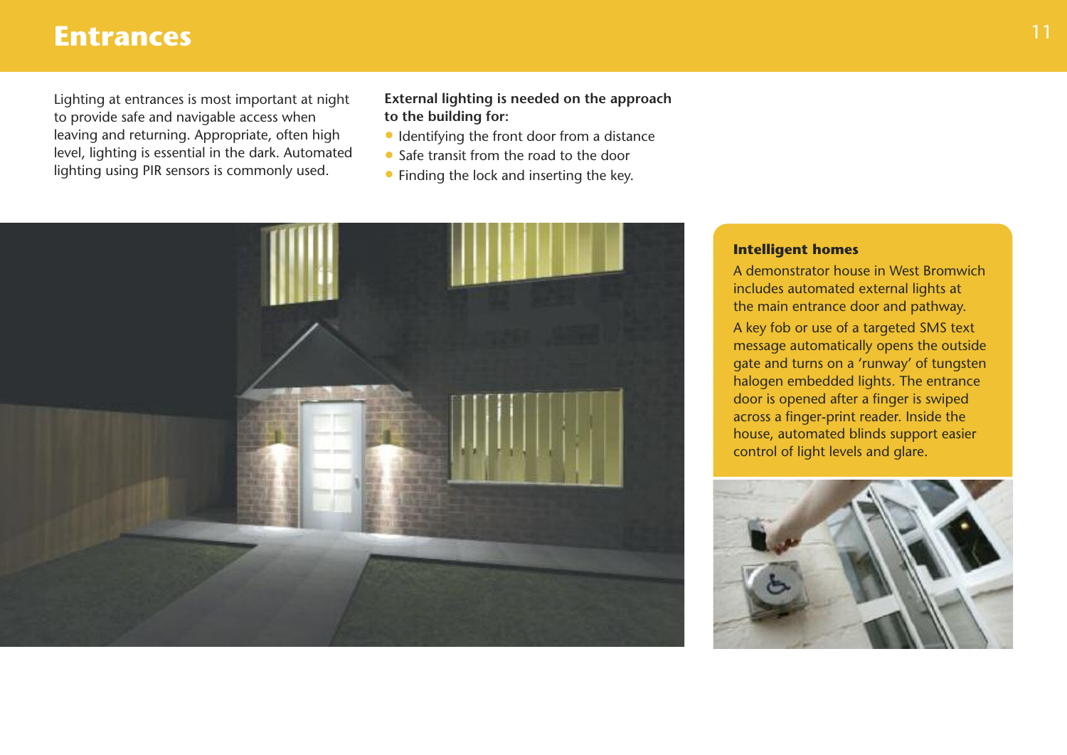# Entrances

Lighting at entrances is most important at night to provide safe and navigable access when leaving and returning. Appropriate, often high level, lighting is essential in the dark. Automated lighting using PIR sensors is commonly used.

**External lighting is needed on the approach to the building for:**

- Identifying the front door from a distance
- Safe transit from the road to the door
- Finding the lock and inserting the key.

**Intelligent homes**

A demonstrator house in West Bromwich includes automated external lights at the main entrance door and pathway.

A key fob or use of a targeted SMS text message automatically opens the outside gate and turns on a 'runway' of tungsten halogen embedded lights. The entrance door is opened after a finger is swiped across a finger-print reader. Inside the house, automated blinds support easier control of light levels and glare.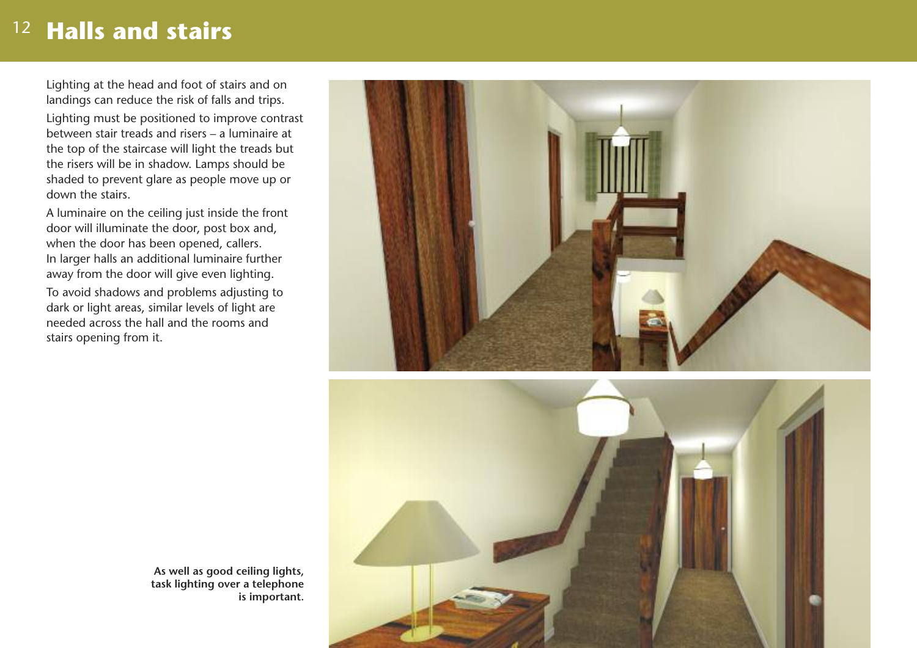# Halls and stairs

Lighting at the head and foot of stairs and on landings can reduce the risk of falls and trips.

Lighting must be positioned to improve contrast between stair treads and risers – a luminaire at the top of the staircase will light the treads but the risers will be in shadow. Lamps should be shaded to prevent glare as people move up or down the stairs.

A luminaire on the ceiling just inside the front door will illuminate the door, post box and, when the door has been opened, callers. In larger halls an additional luminaire further away from the door will give even lighting.

To avoid shadows and problems adjusting to dark or light areas, similar levels of light are needed across the hall and the rooms and stairs opening from it.

**As well as good ceiling lights, task lighting over a telephone is important.**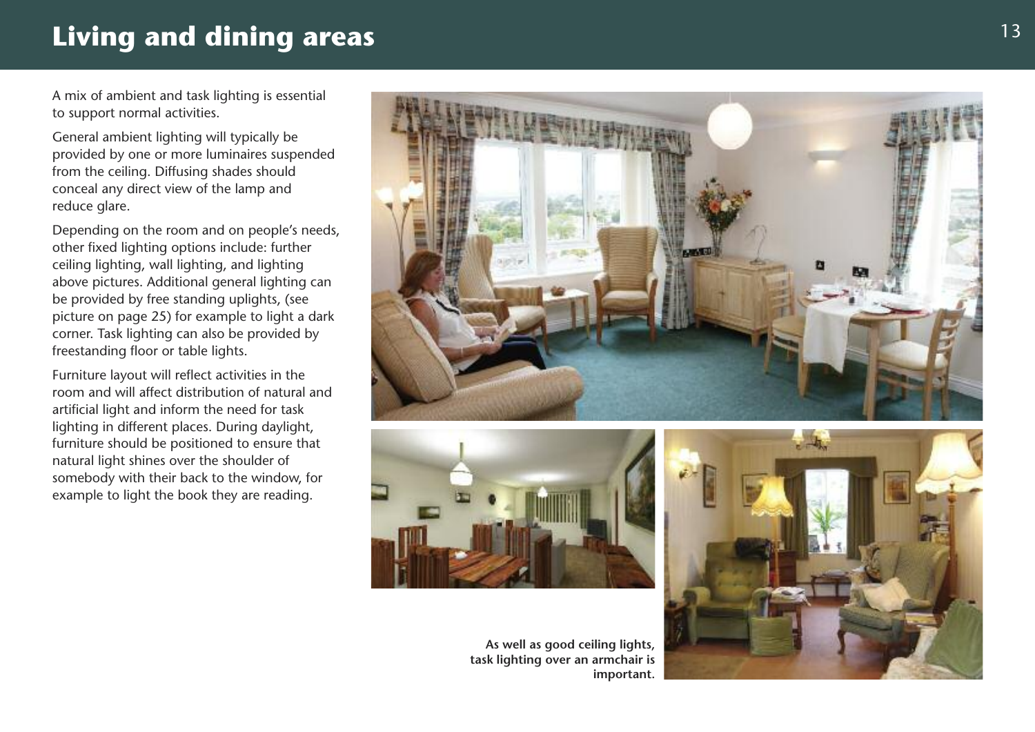# Living and dining areas

A mix of ambient and task lighting is essential to support normal activities.

General ambient lighting will typically be provided by one or more luminaires suspended from the ceiling. Diffusing shades should conceal any direct view of the lamp and reduce glare.

Depending on the room and on people's needs, other fixed lighting options include: further ceiling lighting, wall lighting, and lighting above pictures. Additional general lighting can be provided by free standing uplights, (see picture on page 25) for example to light a dark corner. Task lighting can also be provided by freestanding floor or table lights.

Furniture layout will reflect activities in the room and will affect distribution of natural and artificial light and inform the need for task lighting in different places. During daylight, furniture should be positioned to ensure that natural light shines over the shoulder of somebody with their back to the window, for example to light the book they are reading.

**As well as good ceiling lights, task lighting over an armchair is important.**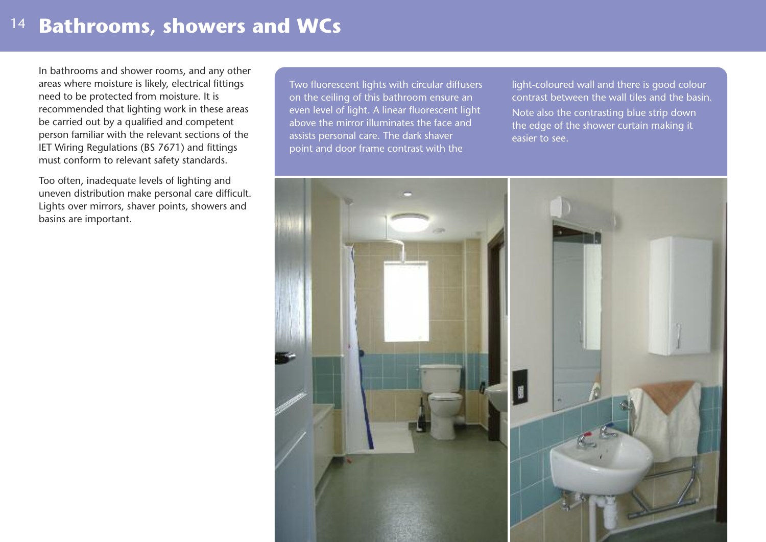# Bathrooms, showers and WCs

In bathrooms and shower rooms, and any other areas where moisture is likely, electrical fittings need to be protected from moisture. It is recommended that lighting work in these areas be carried out by a qualified and competent person familiar with the relevant sections of the IET Wiring Regulations (BS 7671) and fittings must conform to relevant safety standards.

Too often, inadequate levels of lighting and uneven distribution make personal care difficult. Lights over mirrors, shaver points, showers and basins are important.

Two fluorescent lights with circular diffusers on the ceiling of this bathroom ensure an even level of light. A linear fluorescent light above the mirror illuminates the face and assists personal care. The dark shaver point and door frame contrast with the light-coloured wall and there is good colour contrast between the wall tiles and the basin.

Note also the contrasting blue strip down the edge of the shower curtain making it easier to see.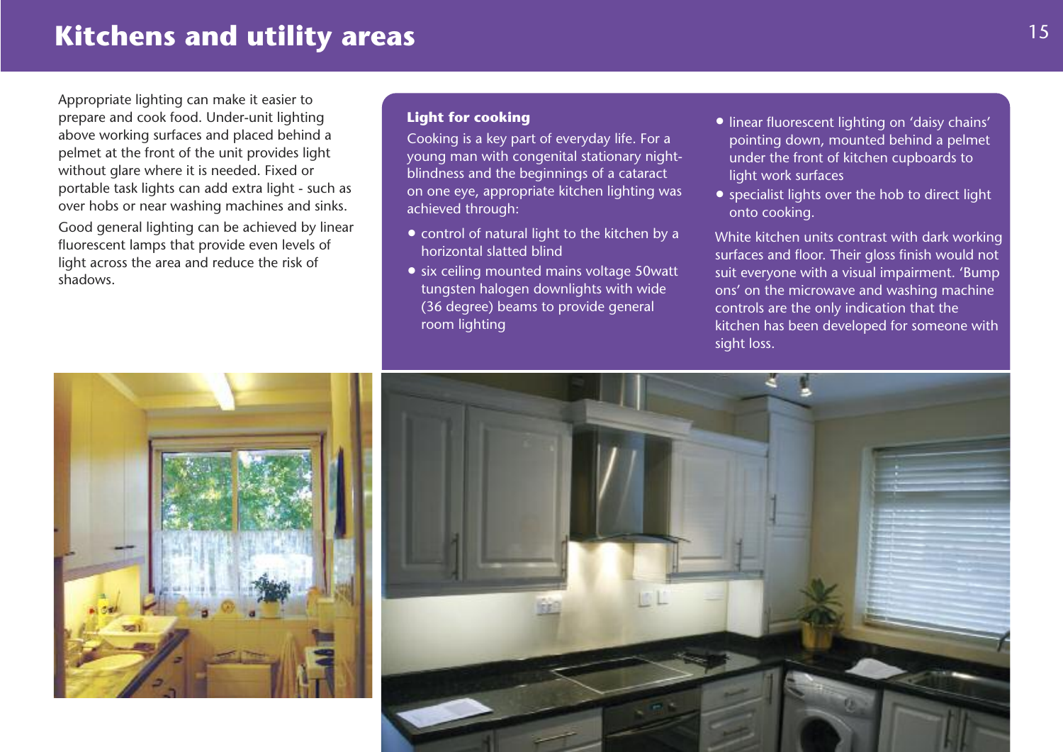# Kitchens and utility areas

Appropriate lighting can make it easier to prepare and cook food. Under-unit lighting above working surfaces and placed behind a pelmet at the front of the unit provides light without glare where it is needed. Fixed or portable task lights can add extra light - such as over hobs or near washing machines and sinks.

Good general lighting can be achieved by linear fluorescent lamps that provide even levels of light across the area and reduce the risk of shadows.

## Light for cooking

Cooking is a key part of everyday life. For a young man with congenital stationary night-blindness and the beginnings of a cataract on one eye, appropriate kitchen lighting was achieved through:

- control of natural light to the kitchen by a horizontal slatted blind
- six ceiling mounted mains voltage 50watt tungsten halogen downlights with wide (36 degree) beams to provide general room lighting
- linear fluorescent lighting on 'daisy chains' pointing down, mounted behind a pelmet under the front of kitchen cupboards to light work surfaces
- specialist lights over the hob to direct light onto cooking.

White kitchen units contrast with dark working surfaces and floor. Their gloss finish would not suit everyone with a visual impairment. 'Bump ons' on the microwave and washing machine controls are the only indication that the kitchen has been developed for someone with sight loss.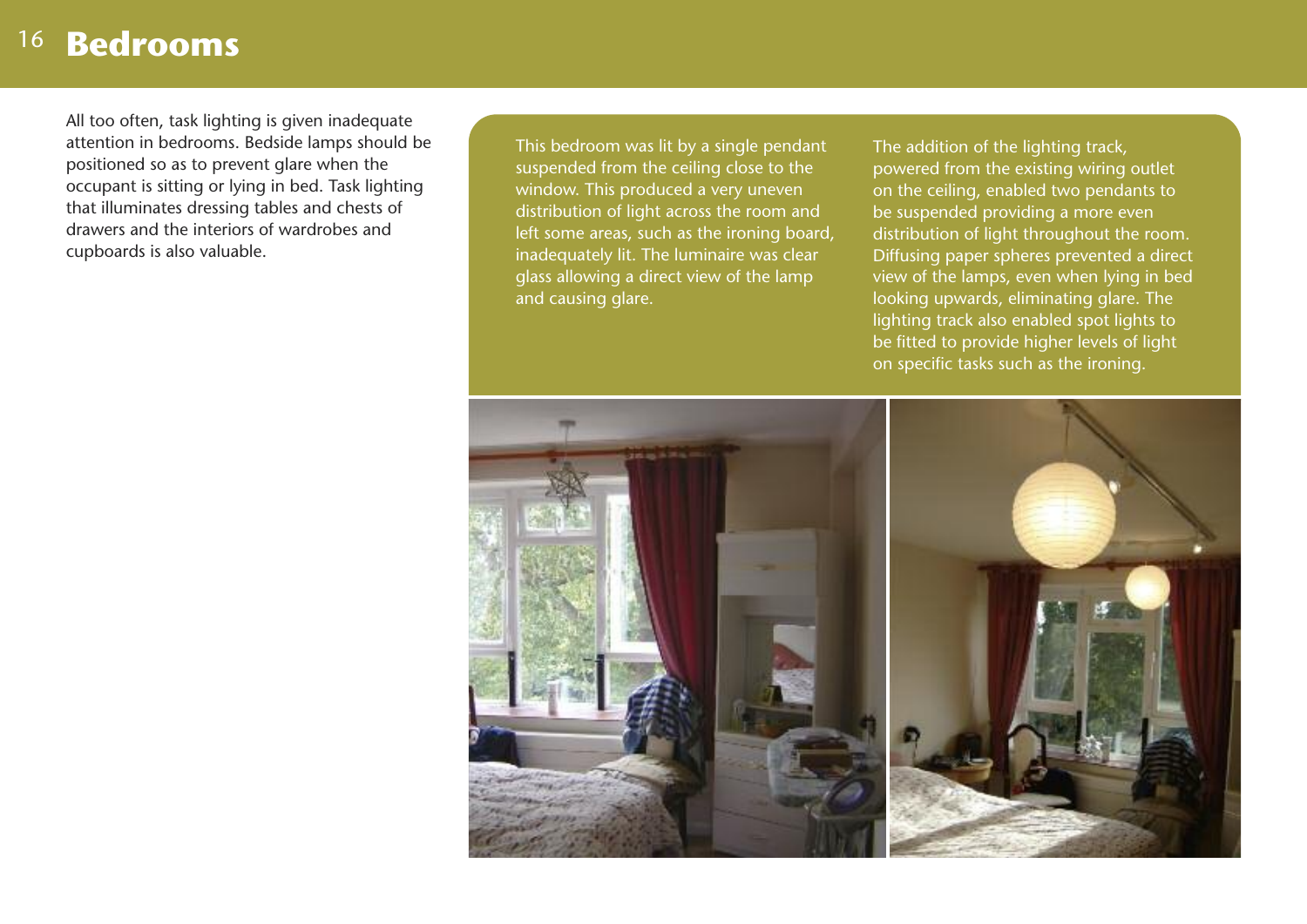# Bedrooms

All too often, task lighting is given inadequate attention in bedrooms. Bedside lamps should be positioned so as to prevent glare when the occupant is sitting or lying in bed. Task lighting that illuminates dressing tables and chests of drawers and the interiors of wardrobes and cupboards is also valuable.

This bedroom was lit by a single pendant suspended from the ceiling close to the window. This produced a very uneven distribution of light across the room and left some areas, such as the ironing board, inadequately lit. The luminaire was clear glass allowing a direct view of the lamp and causing glare.

The addition of the lighting track, powered from the existing wiring outlet on the ceiling, enabled two pendants to be suspended providing a more even distribution of light throughout the room. Diffusing paper spheres prevented a direct view of the lamps, even when lying in bed looking upwards, eliminating glare. The lighting track also enabled spot lights to be fitted to provide higher levels of light on specific tasks such as the ironing.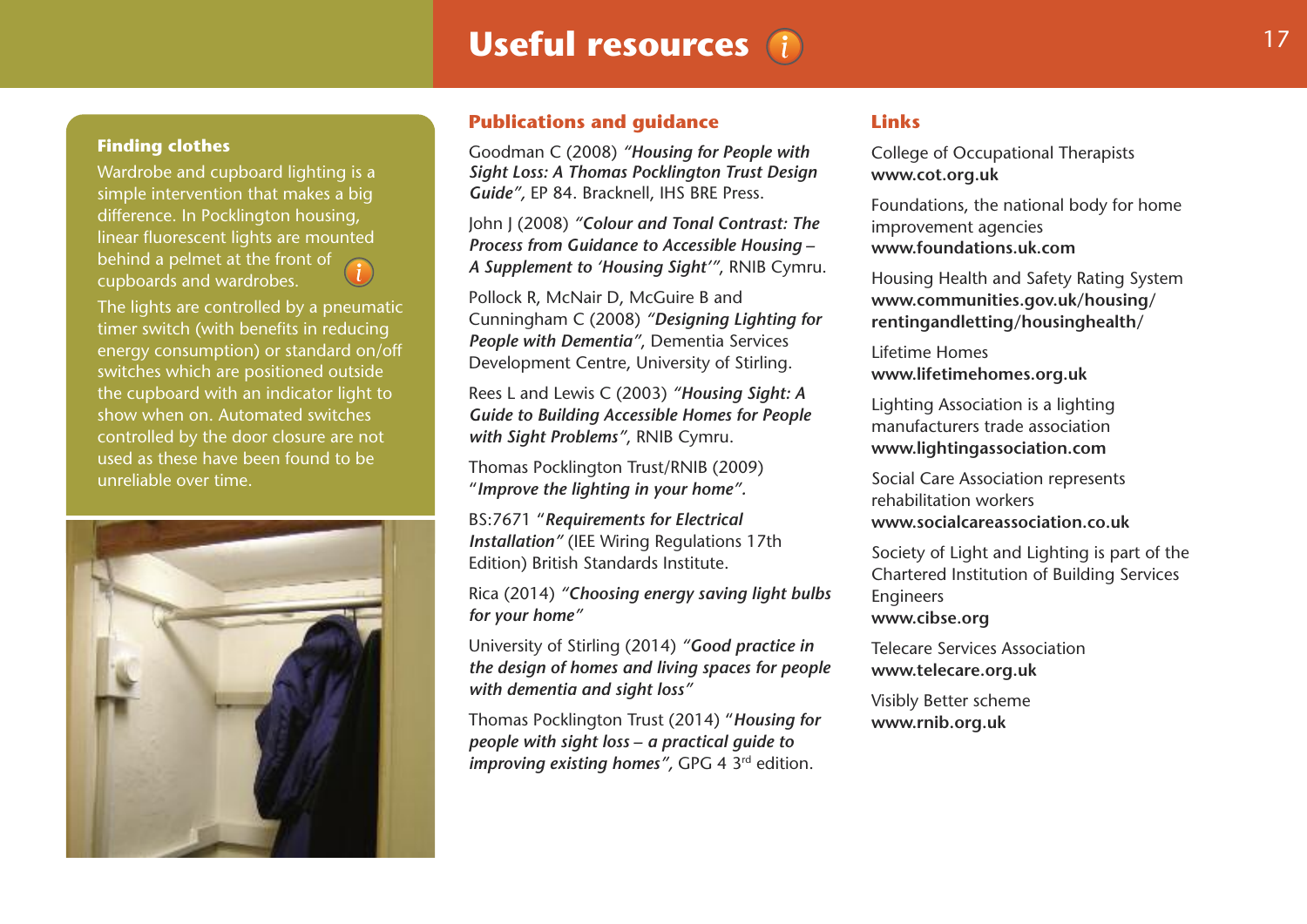# Useful resources

### Finding clothes

Wardrobe and cupboard lighting is a simple intervention that makes a big difference. In Pocklington housing, linear fluorescent lights are mounted behind a pelmet at the front of cupboards and wardrobes.

The lights are controlled by a pneumatic timer switch (with benefits in reducing energy consumption) or standard on/off switches which are positioned outside the cupboard with an indicator light to show when on. Automated switches controlled by the door closure are not used as these have been found to be unreliable over time.

## Publications and guidance

Goodman C (2008) ***"Housing for People with Sight Loss: A Thomas Pocklington Trust Design Guide"***, EP 84. Bracknell, IHS BRE Press.

John J (2008) ***"Colour and Tonal Contrast: The Process from Guidance to Accessible Housing – A Supplement to 'Housing Sight'"***, RNIB Cymru.

Pollock R, McNair D, McGuire B and Cunningham C (2008) ***"Designing Lighting for People with Dementia"***, Dementia Services Development Centre, University of Stirling.

Rees L and Lewis C (2003) ***"Housing Sight: A Guide to Building Accessible Homes for People with Sight Problems"***, RNIB Cymru.

Thomas Pocklington Trust/RNIB (2009) ***"Improve the lighting in your home".***

BS:7671 ***"Requirements for Electrical Installation"*** (IEE Wiring Regulations 17th Edition) British Standards Institute.

Rica (2014) ***"Choosing energy saving light bulbs for your home"***

University of Stirling (2014) ***"Good practice in the design of homes and living spaces for people with dementia and sight loss"***

Thomas Pocklington Trust (2014) ***"Housing for people with sight loss – a practical guide to improving existing homes"***, GPG 4 3rd edition.

## Links

College of Occupational Therapists
**www.cot.org.uk**

Foundations, the national body for home improvement agencies
**www.foundations.uk.com**

Housing Health and Safety Rating System
**www.communities.gov.uk/housing/rentingandletting/housinghealth/**

Lifetime Homes
**www.lifetimehomes.org.uk**

Lighting Association is a lighting manufacturers trade association
**www.lightingassociation.com**

Social Care Association represents rehabilitation workers
**www.socialcareassociation.co.uk**

Society of Light and Lighting is part of the Chartered Institution of Building Services Engineers
**www.cibse.org**

Telecare Services Association
**www.telecare.org.uk**

Visibly Better scheme
**www.rnib.org.uk**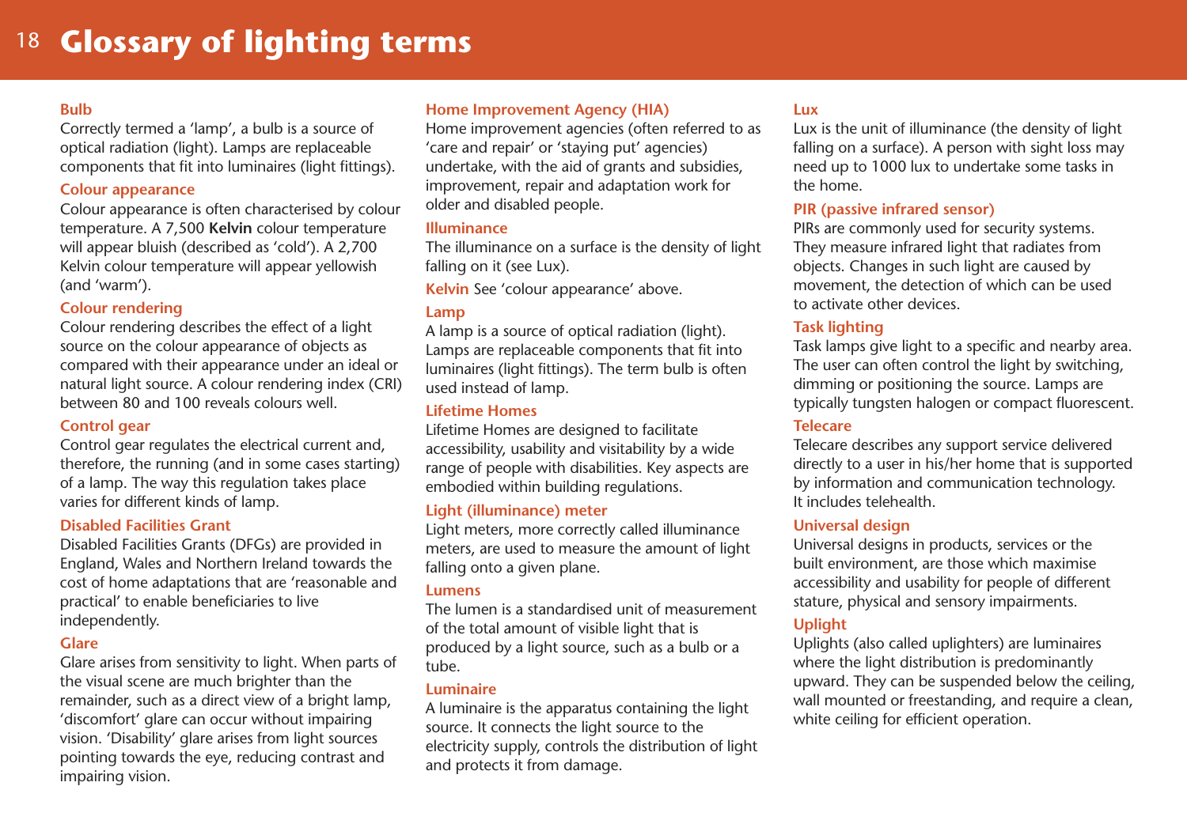# Glossary of lighting terms

### Bulb

Correctly termed a 'lamp', a bulb is a source of optical radiation (light). Lamps are replaceable components that fit into luminaires (light fittings).

### Colour appearance

Colour appearance is often characterised by colour temperature. A 7,500 **Kelvin** colour temperature will appear bluish (described as 'cold'). A 2,700 Kelvin colour temperature will appear yellowish (and 'warm').

### Colour rendering

Colour rendering describes the effect of a light source on the colour appearance of objects as compared with their appearance under an ideal or natural light source. A colour rendering index (CRI) between 80 and 100 reveals colours well.

### Control gear

Control gear regulates the electrical current and, therefore, the running (and in some cases starting) of a lamp. The way this regulation takes place varies for different kinds of lamp.

### Disabled Facilities Grant

Disabled Facilities Grants (DFGs) are provided in England, Wales and Northern Ireland towards the cost of home adaptations that are 'reasonable and practical' to enable beneficiaries to live independently.

### Glare

Glare arises from sensitivity to light. When parts of the visual scene are much brighter than the remainder, such as a direct view of a bright lamp, 'discomfort' glare can occur without impairing vision. 'Disability' glare arises from light sources pointing towards the eye, reducing contrast and impairing vision.

### Home Improvement Agency (HIA)

Home improvement agencies (often referred to as 'care and repair' or 'staying put' agencies) undertake, with the aid of grants and subsidies, improvement, repair and adaptation work for older and disabled people.

### Illuminance

The illuminance on a surface is the density of light falling on it (see Lux).

**Kelvin** See 'colour appearance' above.

### Lamp

A lamp is a source of optical radiation (light). Lamps are replaceable components that fit into luminaires (light fittings). The term bulb is often used instead of lamp.

### Lifetime Homes

Lifetime Homes are designed to facilitate accessibility, usability and visitability by a wide range of people with disabilities. Key aspects are embodied within building regulations.

### Light (illuminance) meter

Light meters, more correctly called illuminance meters, are used to measure the amount of light falling onto a given plane.

### Lumens

The lumen is a standardised unit of measurement of the total amount of visible light that is produced by a light source, such as a bulb or a tube.

### Luminaire

A luminaire is the apparatus containing the light source. It connects the light source to the electricity supply, controls the distribution of light and protects it from damage.

### Lux

Lux is the unit of illuminance (the density of light falling on a surface). A person with sight loss may need up to 1000 lux to undertake some tasks in the home.

### PIR (passive infrared sensor)

PIRs are commonly used for security systems. They measure infrared light that radiates from objects. Changes in such light are caused by movement, the detection of which can be used to activate other devices.

### Task lighting

Task lamps give light to a specific and nearby area. The user can often control the light by switching, dimming or positioning the source. Lamps are typically tungsten halogen or compact fluorescent.

### Telecare

Telecare describes any support service delivered directly to a user in his/her home that is supported by information and communication technology. It includes telehealth.

### Universal design

Universal designs in products, services or the built environment, are those which maximise accessibility and usability for people of different stature, physical and sensory impairments.

### Uplight

Uplights (also called uplighters) are luminaires where the light distribution is predominantly upward. They can be suspended below the ceiling, wall mounted or freestanding, and require a clean, white ceiling for efficient operation.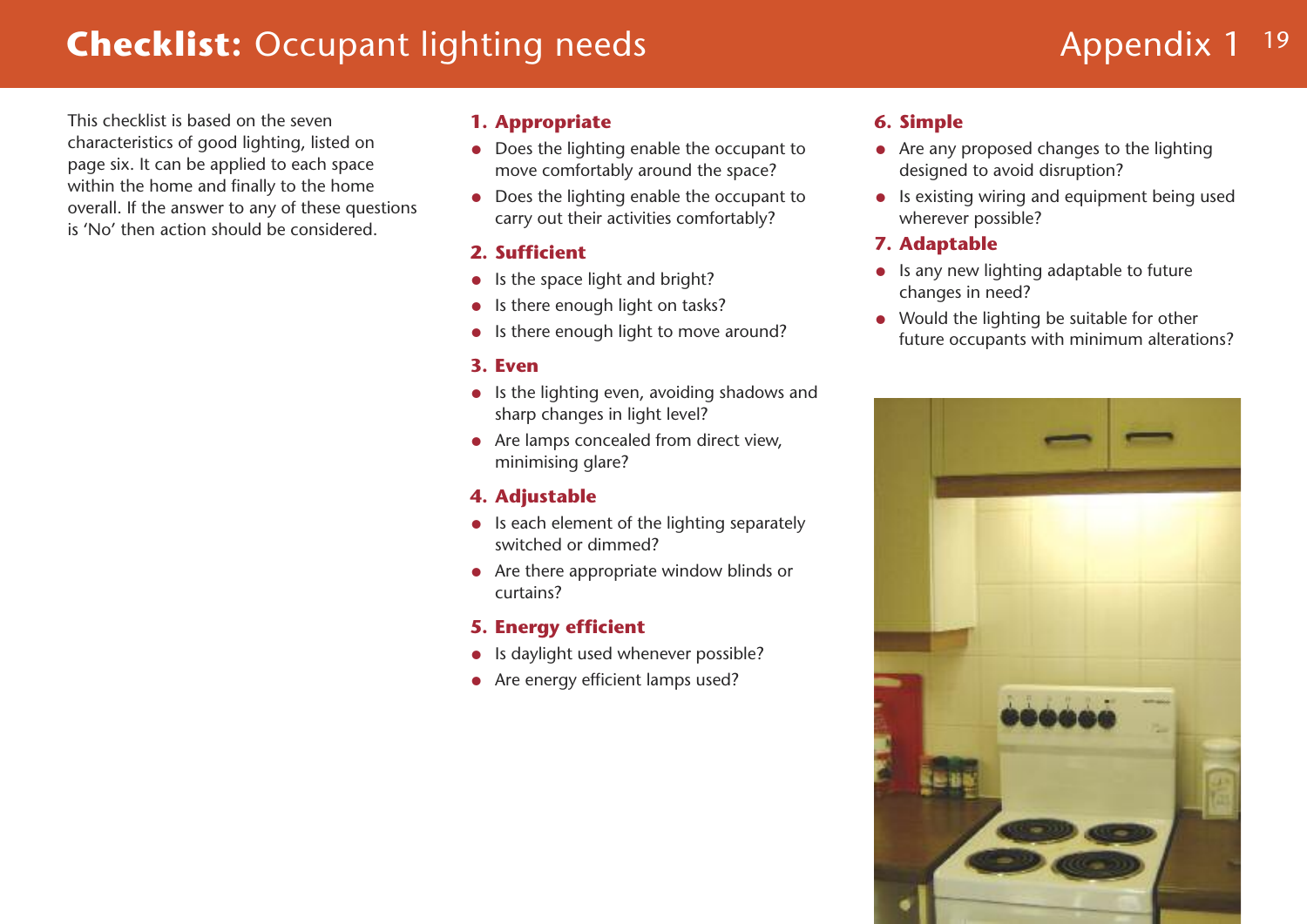# **Checklist:** Occupant lighting needs

This checklist is based on the seven characteristics of good lighting, listed on page six. It can be applied to each space within the home and finally to the home overall. If the answer to any of these questions is 'No' then action should be considered.

## 1. Appropriate

- Does the lighting enable the occupant to move comfortably around the space?
- Does the lighting enable the occupant to carry out their activities comfortably?

## 2. Sufficient

- Is the space light and bright?
- Is there enough light on tasks?
- Is there enough light to move around?

## 3. Even

- Is the lighting even, avoiding shadows and sharp changes in light level?
- Are lamps concealed from direct view, minimising glare?

## 4. Adjustable

- Is each element of the lighting separately switched or dimmed?
- Are there appropriate window blinds or curtains?

## 5. Energy efficient

- Is daylight used whenever possible?
- Are energy efficient lamps used?

## 6. Simple

- Are any proposed changes to the lighting designed to avoid disruption?
- Is existing wiring and equipment being used wherever possible?

## 7. Adaptable

- Is any new lighting adaptable to future changes in need?
- Would the lighting be suitable for other future occupants with minimum alterations?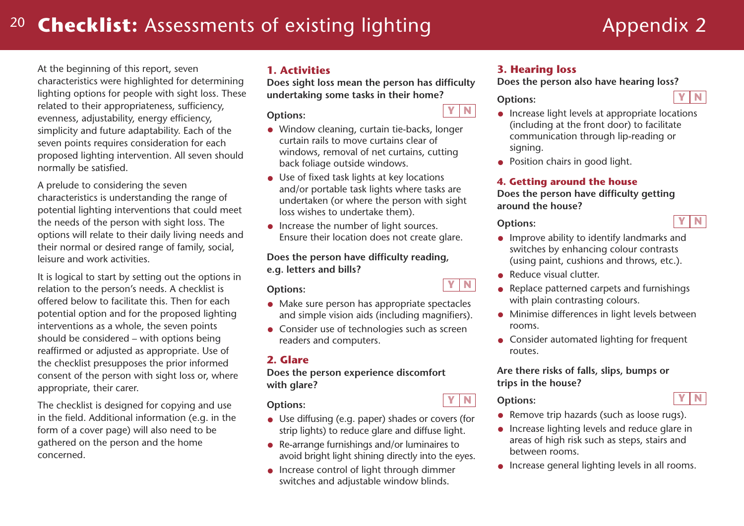# Checklist: Assessments of existing lighting

Appendix 2

At the beginning of this report, seven characteristics were highlighted for determining lighting options for people with sight loss. These related to their appropriateness, sufficiency, evenness, adjustability, energy efficiency, simplicity and future adaptability. Each of the seven points requires consideration for each proposed lighting intervention. All seven should normally be satisfied.

A prelude to considering the seven characteristics is understanding the range of potential lighting interventions that could meet the needs of the person with sight loss. The options will relate to their daily living needs and their normal or desired range of family, social, leisure and work activities.

It is logical to start by setting out the options in relation to the person's needs. A checklist is offered below to facilitate this. Then for each potential option and for the proposed lighting interventions as a whole, the seven points should be considered – with options being reaffirmed or adjusted as appropriate. Use of the checklist presupposes the prior informed consent of the person with sight loss or, where appropriate, their carer.

The checklist is designed for copying and use in the field. Additional information (e.g. in the form of a cover page) will also need to be gathered on the person and the home concerned.

## 1. Activities

**Does sight loss mean the person has difficulty undertaking some tasks in their home?**

**Options:** Y | N

- Window cleaning, curtain tie-backs, longer curtain rails to move curtains clear of windows, removal of net curtains, cutting back foliage outside windows.
- Use of fixed task lights at key locations and/or portable task lights where tasks are undertaken (or where the person with sight loss wishes to undertake them).
- Increase the number of light sources. Ensure their location does not create glare.

**Does the person have difficulty reading, e.g. letters and bills?**

**Options:** Y | N

- Make sure person has appropriate spectacles and simple vision aids (including magnifiers).
- Consider use of technologies such as screen readers and computers.

## 2. Glare

**Does the person experience discomfort with glare?**

**Options:** Y | N

- Use diffusing (e.g. paper) shades or covers (for strip lights) to reduce glare and diffuse light.
- Re-arrange furnishings and/or luminaires to avoid bright light shining directly into the eyes.
- Increase control of light through dimmer switches and adjustable window blinds.

## 3. Hearing loss

**Does the person also have hearing loss?**

**Options:** Y | N

- Increase light levels at appropriate locations (including at the front door) to facilitate communication through lip-reading or signing.
- Position chairs in good light.

## 4. Getting around the house

**Does the person have difficulty getting around the house?**

**Options:** Y | N

- Improve ability to identify landmarks and switches by enhancing colour contrasts (using paint, cushions and throws, etc.).
- Reduce visual clutter.
- Replace patterned carpets and furnishings with plain contrasting colours.
- Minimise differences in light levels between rooms.
- Consider automated lighting for frequent routes.

**Are there risks of falls, slips, bumps or trips in the house?**

**Options:** Y | N

- Remove trip hazards (such as loose rugs).
- Increase lighting levels and reduce glare in areas of high risk such as steps, stairs and between rooms.
- Increase general lighting levels in all rooms.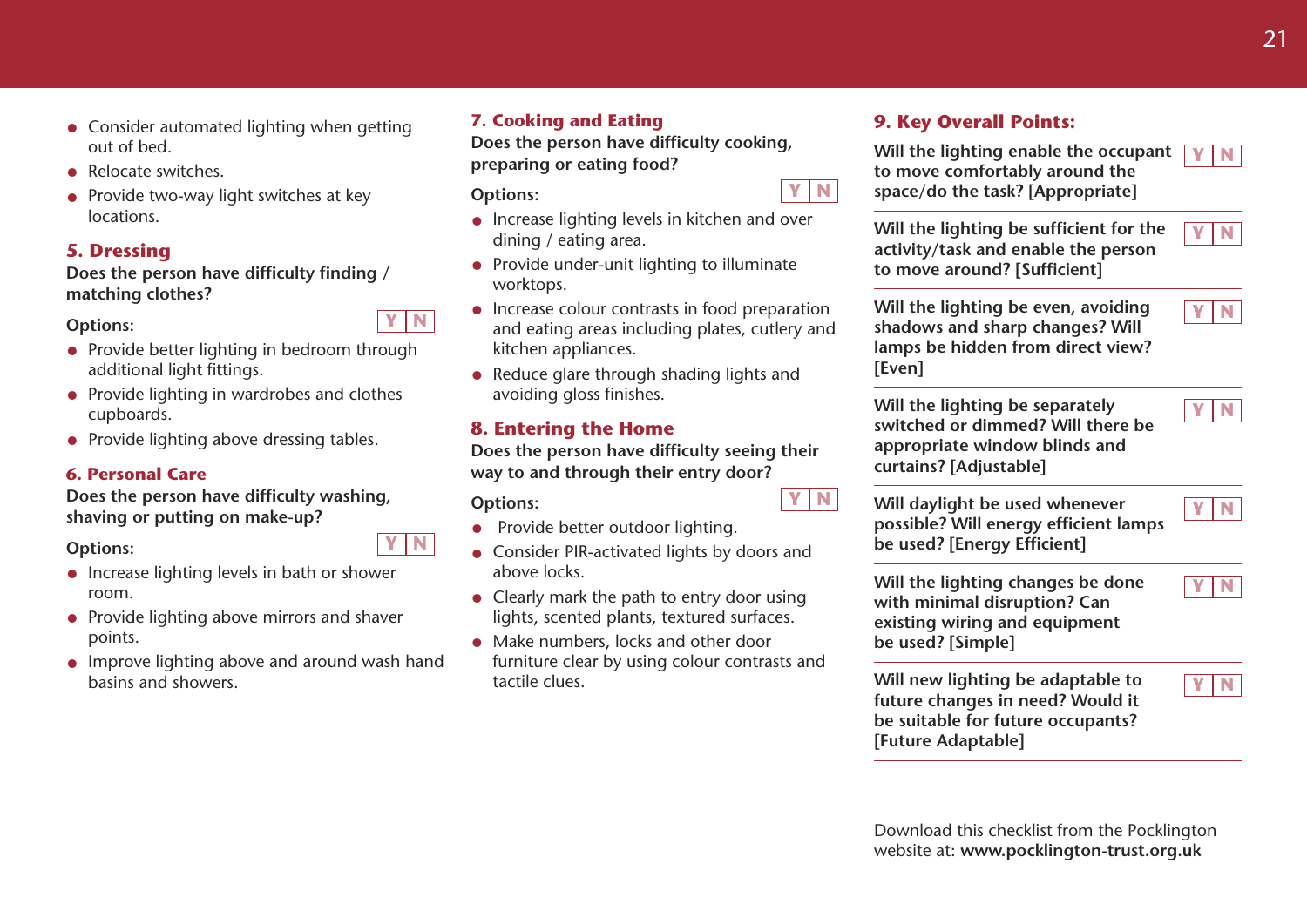- Consider automated lighting when getting out of bed.
- Relocate switches.
- Provide two-way light switches at key locations.

## 5. Dressing

**Does the person have difficulty finding / matching clothes?**

**Options:** Y | N

- Provide better lighting in bedroom through additional light fittings.
- Provide lighting in wardrobes and clothes cupboards.
- Provide lighting above dressing tables.

## 6. Personal Care

**Does the person have difficulty washing, shaving or putting on make-up?**

**Options:** Y | N

- Increase lighting levels in bath or shower room.
- Provide lighting above mirrors and shaver points.
- Improve lighting above and around wash hand basins and showers.

## 7. Cooking and Eating

**Does the person have difficulty cooking, preparing or eating food?**

**Options:** Y | N

- Increase lighting levels in kitchen and over dining / eating area.
- Provide under-unit lighting to illuminate worktops.
- Increase colour contrasts in food preparation and eating areas including plates, cutlery and kitchen appliances.
- Reduce glare through shading lights and avoiding gloss finishes.

## 8. Entering the Home

**Does the person have difficulty seeing their way to and through their entry door?**

**Options:** Y | N

- Provide better outdoor lighting.
- Consider PIR-activated lights by doors and above locks.
- Clearly mark the path to entry door using lights, scented plants, textured surfaces.
- Make numbers, locks and other door furniture clear by using colour contrasts and tactile clues.

## 9. Key Overall Points:

| Question | Y | N |
|---|---|---|
| **Will the lighting enable the occupant to move comfortably around the space/do the task? [Appropriate]** | Y | N |
| **Will the lighting be sufficient for the activity/task and enable the person to move around? [Sufficient]** | Y | N |
| **Will the lighting be even, avoiding shadows and sharp changes? Will lamps be hidden from direct view? [Even]** | Y | N |
| **Will the lighting be separately switched or dimmed? Will there be appropriate window blinds and curtains? [Adjustable]** | Y | N |
| **Will daylight be used whenever possible? Will energy efficient lamps be used? [Energy Efficient]** | Y | N |
| **Will the lighting changes be done with minimal disruption? Can existing wiring and equipment be used? [Simple]** | Y | N |
| **Will new lighting be adaptable to future changes in need? Would it be suitable for future occupants? [Future Adaptable]** | Y | N |

Download this checklist from the Pocklington website at: **www.pocklington-trust.org.uk**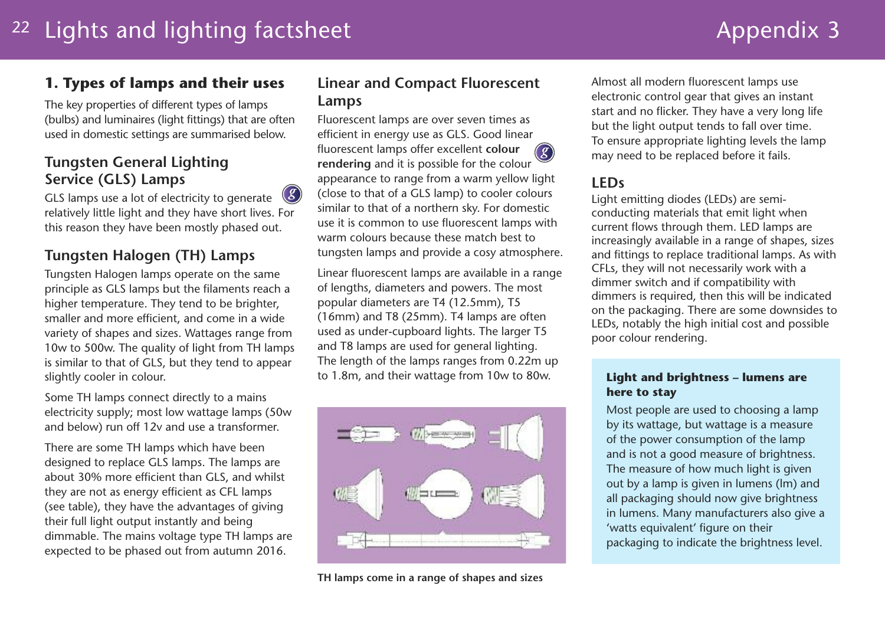# Lights and lighting factsheet

Appendix 3

## 1. Types of lamps and their uses

The key properties of different types of lamps (bulbs) and luminaires (light fittings) that are often used in domestic settings are summarised below.

### Tungsten General Lighting Service (GLS) Lamps

GLS lamps use a lot of electricity to generate relatively little light and they have short lives. For this reason they have been mostly phased out.

### Tungsten Halogen (TH) Lamps

Tungsten Halogen lamps operate on the same principle as GLS lamps but the filaments reach a higher temperature. They tend to be brighter, smaller and more efficient, and come in a wide variety of shapes and sizes. Wattages range from 10w to 500w. The quality of light from TH lamps is similar to that of GLS, but they tend to appear slightly cooler in colour.

Some TH lamps connect directly to a mains electricity supply; most low wattage lamps (50w and below) run off 12v and use a transformer.

There are some TH lamps which have been designed to replace GLS lamps. The lamps are about 30% more efficient than GLS, and whilst they are not as energy efficient as CFL lamps (see table), they have the advantages of giving their full light output instantly and being dimmable. The mains voltage type TH lamps are expected to be phased out from autumn 2016.

### Linear and Compact Fluorescent Lamps

Fluorescent lamps are over seven times as efficient in energy use as GLS. Good linear fluorescent lamps offer excellent **colour rendering** and it is possible for the colour appearance to range from a warm yellow light (close to that of a GLS lamp) to cooler colours similar to that of a northern sky. For domestic use it is common to use fluorescent lamps with warm colours because these match best to tungsten lamps and provide a cosy atmosphere.

Linear fluorescent lamps are available in a range of lengths, diameters and powers. The most popular diameters are T4 (12.5mm), T5 (16mm) and T8 (25mm). T4 lamps are often used as under-cupboard lights. The larger T5 and T8 lamps are used for general lighting. The length of the lamps ranges from 0.22m up to 1.8m, and their wattage from 10w to 80w.

**TH lamps come in a range of shapes and sizes**

Almost all modern fluorescent lamps use electronic control gear that gives an instant start and no flicker. They have a very long life but the light output tends to fall over time. To ensure appropriate lighting levels the lamp may need to be replaced before it fails.

### LEDs

Light emitting diodes (LEDs) are semi-conducting materials that emit light when current flows through them. LED lamps are increasingly available in a range of shapes, sizes and fittings to replace traditional lamps. As with CFLs, they will not necessarily work with a dimmer switch and if compatibility with dimmers is required, then this will be indicated on the packaging. There are some downsides to LEDs, notably the high initial cost and possible poor colour rendering.

**Light and brightness – lumens are here to stay**

Most people are used to choosing a lamp by its wattage, but wattage is a measure of the power consumption of the lamp and is not a good measure of brightness. The measure of how much light is given out by a lamp is given in lumens (lm) and all packaging should now give brightness in lumens. Many manufacturers also give a 'watts equivalent' figure on their packaging to indicate the brightness level.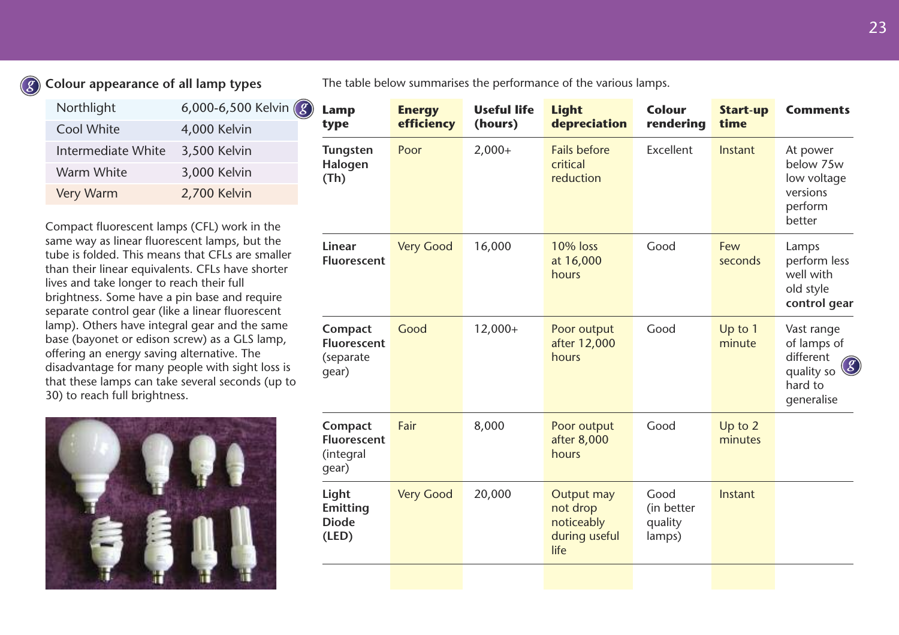### Colour appearance of all lamp types

| | |
|---|---|
| Northlight | 6,000-6,500 Kelvin |
| Cool White | 4,000 Kelvin |
| Intermediate White | 3,500 Kelvin |
| Warm White | 3,000 Kelvin |
| Very Warm | 2,700 Kelvin |

Compact fluorescent lamps (CFL) work in the same way as linear fluorescent lamps, but the tube is folded. This means that CFLs are smaller than their linear equivalents. CFLs have shorter lives and take longer to reach their full brightness. Some have a pin base and require separate control gear (like a linear fluorescent lamp). Others have integral gear and the same base (bayonet or edison screw) as a GLS lamp, offering an energy saving alternative. The disadvantage for many people with sight loss is that these lamps can take several seconds (up to 30) to reach full brightness.

The table below summarises the performance of the various lamps.

| Lamp type | Energy efficiency | Useful life (hours) | Light depreciation | Colour rendering | Start-up time | Comments |
|---|---|---|---|---|---|---|
| **Tungsten Halogen (Th)** | Poor | 2,000+ | Fails before critical reduction | Excellent | Instant | At power below 75w low voltage versions perform better |
| **Linear Fluorescent** | Very Good | 16,000 | 10% loss at 16,000 hours | Good | Few seconds | Lamps perform less well with old style **control gear** |
| **Compact Fluorescent** (separate gear) | Good | 12,000+ | Poor output after 12,000 hours | Good | Up to 1 minute | Vast range of lamps of different quality so hard to generalise |
| **Compact Fluorescent** (integral gear) | Fair | 8,000 | Poor output after 8,000 hours | Good | Up to 2 minutes | |
| **Light Emitting Diode (LED)** | Very Good | 20,000 | Output may not drop noticeably during useful life | Good (in better quality lamps) | Instant | |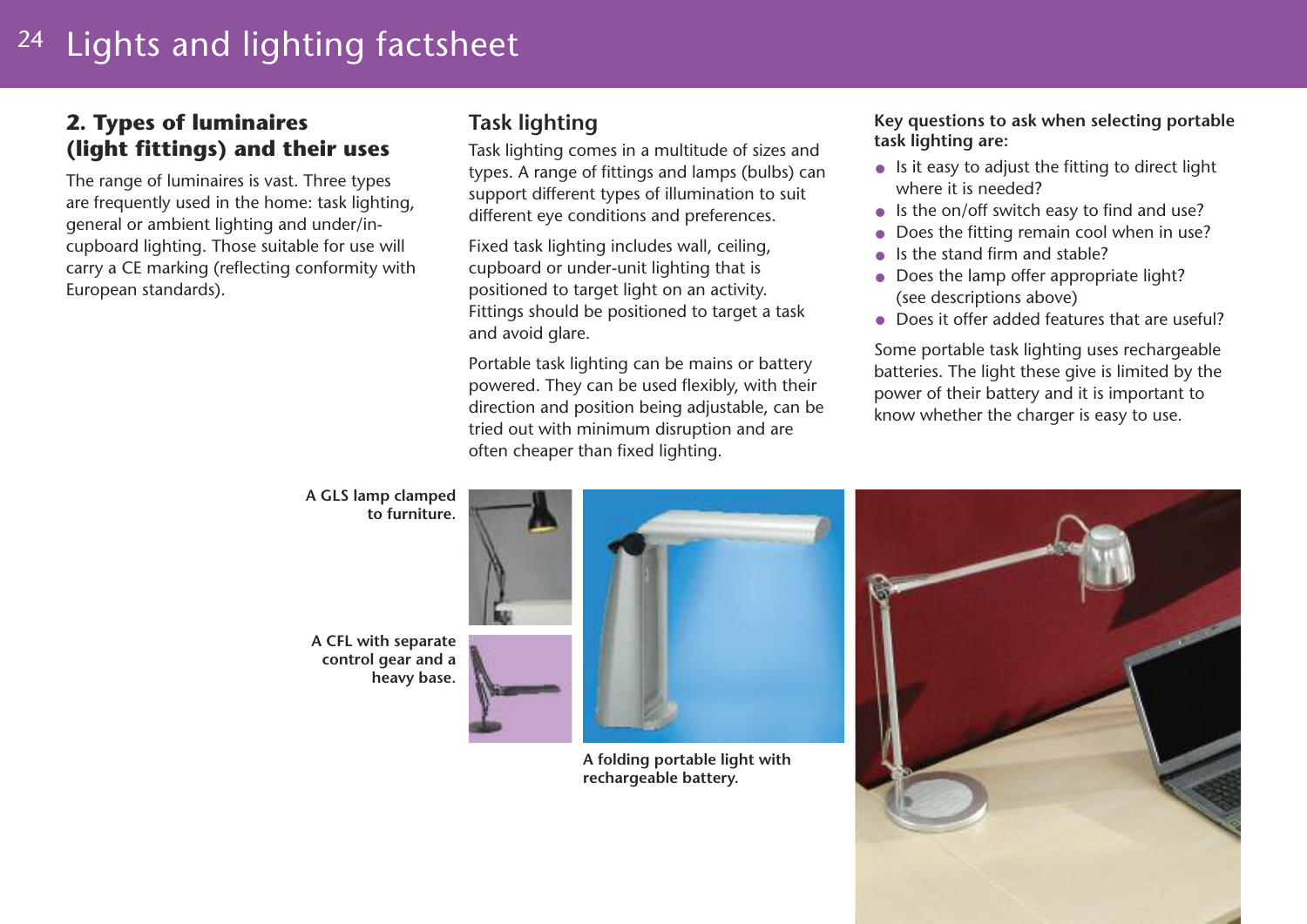## 2. Types of luminaires (light fittings) and their uses

The range of luminaires is vast. Three types are frequently used in the home: task lighting, general or ambient lighting and under/in-cupboard lighting. Those suitable for use will carry a CE marking (reflecting conformity with European standards).

### Task lighting

Task lighting comes in a multitude of sizes and types. A range of fittings and lamps (bulbs) can support different types of illumination to suit different eye conditions and preferences.

Fixed task lighting includes wall, ceiling, cupboard or under-unit lighting that is positioned to target light on an activity. Fittings should be positioned to target a task and avoid glare.

Portable task lighting can be mains or battery powered. They can be used flexibly, with their direction and position being adjustable, can be tried out with minimum disruption and are often cheaper than fixed lighting.

**Key questions to ask when selecting portable task lighting are:**

- Is it easy to adjust the fitting to direct light where it is needed?
- Is the on/off switch easy to find and use?
- Does the fitting remain cool when in use?
- Is the stand firm and stable?
- Does the lamp offer appropriate light? (see descriptions above)
- Does it offer added features that are useful?

Some portable task lighting uses rechargeable batteries. The light these give is limited by the power of their battery and it is important to know whether the charger is easy to use.

**A GLS lamp clamped to furniture.**

**A CFL with separate control gear and a heavy base.**

**A folding portable light with rechargeable battery.**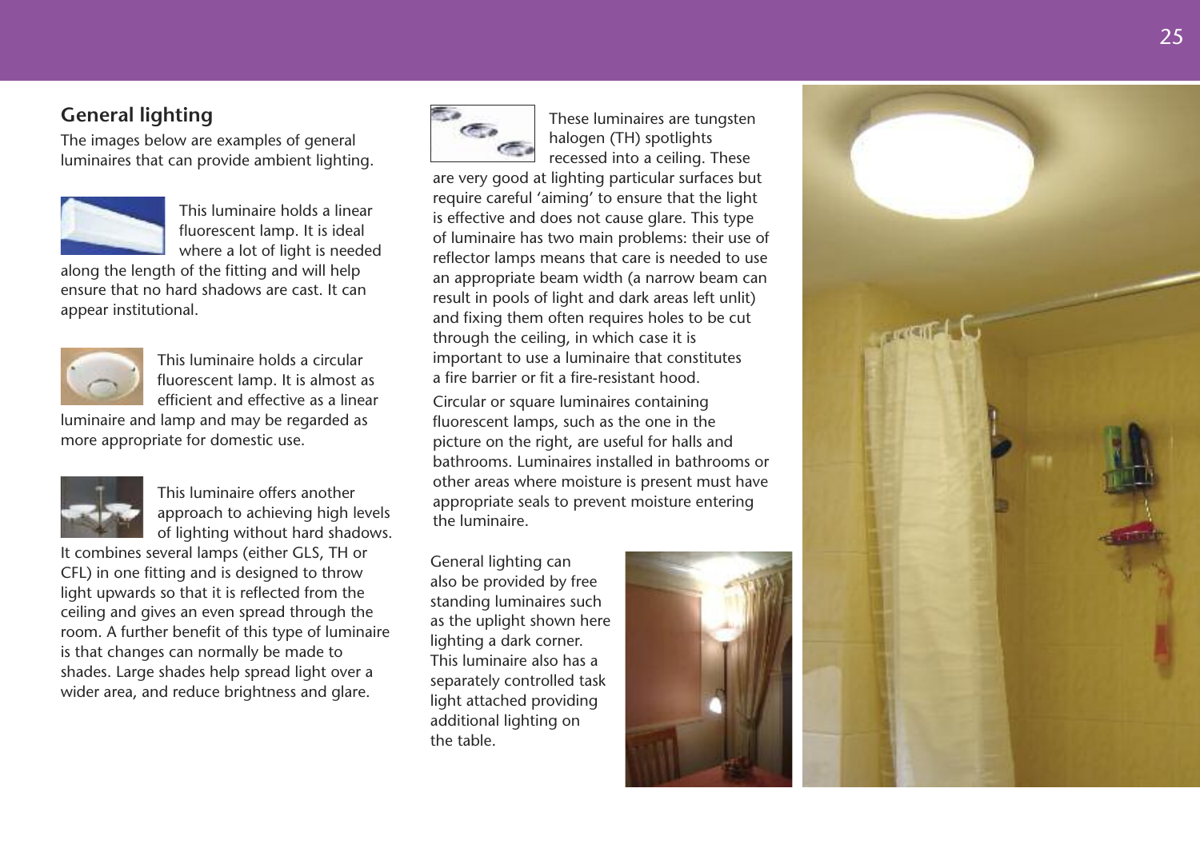## General lighting

The images below are examples of general luminaires that can provide ambient lighting.

This luminaire holds a linear fluorescent lamp. It is ideal where a lot of light is needed along the length of the fitting and will help ensure that no hard shadows are cast. It can appear institutional.

This luminaire holds a circular fluorescent lamp. It is almost as efficient and effective as a linear luminaire and lamp and may be regarded as more appropriate for domestic use.

This luminaire offers another approach to achieving high levels of lighting without hard shadows. It combines several lamps (either GLS, TH or CFL) in one fitting and is designed to throw light upwards so that it is reflected from the ceiling and gives an even spread through the room. A further benefit of this type of luminaire is that changes can normally be made to shades. Large shades help spread light over a wider area, and reduce brightness and glare.

These luminaires are tungsten halogen (TH) spotlights recessed into a ceiling. These are very good at lighting particular surfaces but require careful 'aiming' to ensure that the light is effective and does not cause glare. This type of luminaire has two main problems: their use of reflector lamps means that care is needed to use an appropriate beam width (a narrow beam can result in pools of light and dark areas left unlit) and fixing them often requires holes to be cut through the ceiling, in which case it is important to use a luminaire that constitutes a fire barrier or fit a fire-resistant hood.

Circular or square luminaires containing fluorescent lamps, such as the one in the picture on the right, are useful for halls and bathrooms. Luminaires installed in bathrooms or other areas where moisture is present must have appropriate seals to prevent moisture entering the luminaire.

General lighting can also be provided by free standing luminaires such as the uplight shown here lighting a dark corner. This luminaire also has a separately controlled task light attached providing additional lighting on the table.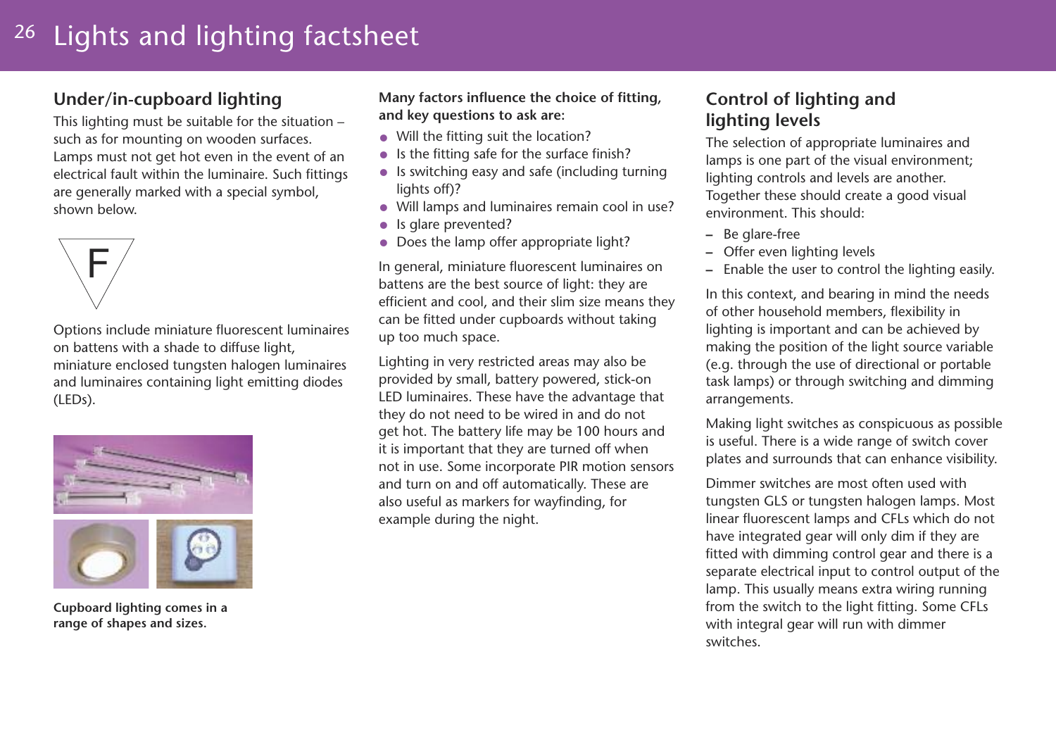# Lights and lighting factsheet

## Under/in-cupboard lighting

This lighting must be suitable for the situation – such as for mounting on wooden surfaces. Lamps must not get hot even in the event of an electrical fault within the luminaire. Such fittings are generally marked with a special symbol, shown below.

Options include miniature fluorescent luminaires on battens with a shade to diffuse light, miniature enclosed tungsten halogen luminaires and luminaires containing light emitting diodes (LEDs).

**Cupboard lighting comes in a range of shapes and sizes.**

**Many factors influence the choice of fitting, and key questions to ask are:**

- Will the fitting suit the location?
- Is the fitting safe for the surface finish?
- Is switching easy and safe (including turning lights off)?
- Will lamps and luminaires remain cool in use?
- Is glare prevented?
- Does the lamp offer appropriate light?

In general, miniature fluorescent luminaires on battens are the best source of light: they are efficient and cool, and their slim size means they can be fitted under cupboards without taking up too much space.

Lighting in very restricted areas may also be provided by small, battery powered, stick-on LED luminaires. These have the advantage that they do not need to be wired in and do not get hot. The battery life may be 100 hours and it is important that they are turned off when not in use. Some incorporate PIR motion sensors and turn on and off automatically. These are also useful as markers for wayfinding, for example during the night.

## Control of lighting and lighting levels

The selection of appropriate luminaires and lamps is one part of the visual environment; lighting controls and levels are another. Together these should create a good visual environment. This should:

- Be glare-free
- Offer even lighting levels
- Enable the user to control the lighting easily.

In this context, and bearing in mind the needs of other household members, flexibility in lighting is important and can be achieved by making the position of the light source variable (e.g. through the use of directional or portable task lamps) or through switching and dimming arrangements.

Making light switches as conspicuous as possible is useful. There is a wide range of switch cover plates and surrounds that can enhance visibility.

Dimmer switches are most often used with tungsten GLS or tungsten halogen lamps. Most linear fluorescent lamps and CFLs which do not have integrated gear will only dim if they are fitted with dimming control gear and there is a separate electrical input to control output of the lamp. This usually means extra wiring running from the switch to the light fitting. Some CFLs with integral gear will run with dimmer switches.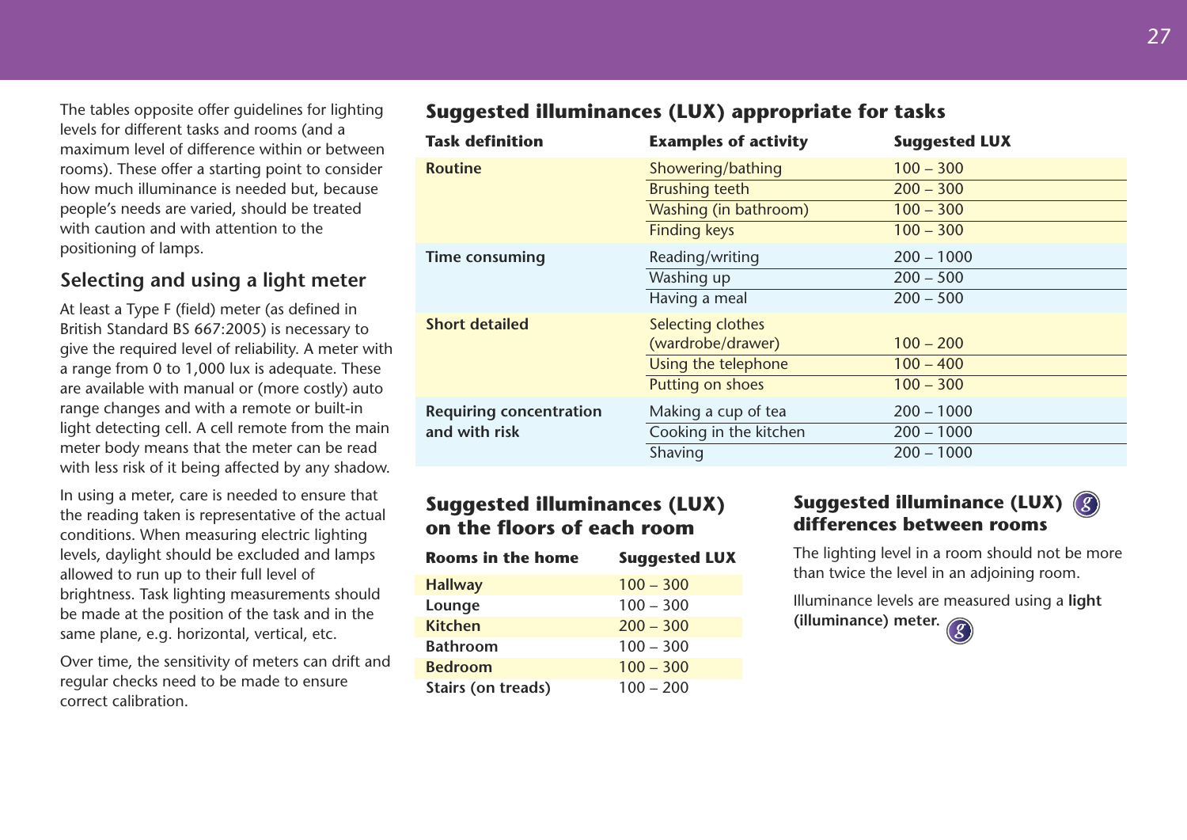The tables opposite offer guidelines for lighting levels for different tasks and rooms (and a maximum level of difference within or between rooms). These offer a starting point to consider how much illuminance is needed but, because people's needs are varied, should be treated with caution and with attention to the positioning of lamps.

## Selecting and using a light meter

At least a Type F (field) meter (as defined in British Standard BS 667:2005) is necessary to give the required level of reliability. A meter with a range from 0 to 1,000 lux is adequate. These are available with manual or (more costly) auto range changes and with a remote or built-in light detecting cell. A cell remote from the main meter body means that the meter can be read with less risk of it being affected by any shadow.

In using a meter, care is needed to ensure that the reading taken is representative of the actual conditions. When measuring electric lighting levels, daylight should be excluded and lamps allowed to run up to their full level of brightness. Task lighting measurements should be made at the position of the task and in the same plane, e.g. horizontal, vertical, etc.

Over time, the sensitivity of meters can drift and regular checks need to be made to ensure correct calibration.

## Suggested illuminances (LUX) appropriate for tasks

| Task definition | Examples of activity | Suggested LUX |
|---|---|---|
| **Routine** | Showering/bathing | 100 – 300 |
| | Brushing teeth | 200 – 300 |
| | Washing (in bathroom) | 100 – 300 |
| | Finding keys | 100 – 300 |
| **Time consuming** | Reading/writing | 200 – 1000 |
| | Washing up | 200 – 500 |
| | Having a meal | 200 – 500 |
| **Short detailed** | Selecting clothes (wardrobe/drawer) | 100 – 200 |
| | Using the telephone | 100 – 400 |
| | Putting on shoes | 100 – 300 |
| **Requiring concentration and with risk** | Making a cup of tea | 200 – 1000 |
| | Cooking in the kitchen | 200 – 1000 |
| | Shaving | 200 – 1000 |

## Suggested illuminances (LUX) on the floors of each room

| Rooms in the home | Suggested LUX |
|---|---|
| **Hallway** | 100 – 300 |
| **Lounge** | 100 – 300 |
| **Kitchen** | 200 – 300 |
| **Bathroom** | 100 – 300 |
| **Bedroom** | 100 – 300 |
| **Stairs (on treads)** | 100 – 200 |

## Suggested illuminance (LUX) differences between rooms

The lighting level in a room should not be more than twice the level in an adjoining room.

Illuminance levels are measured using a **light (illuminance) meter.**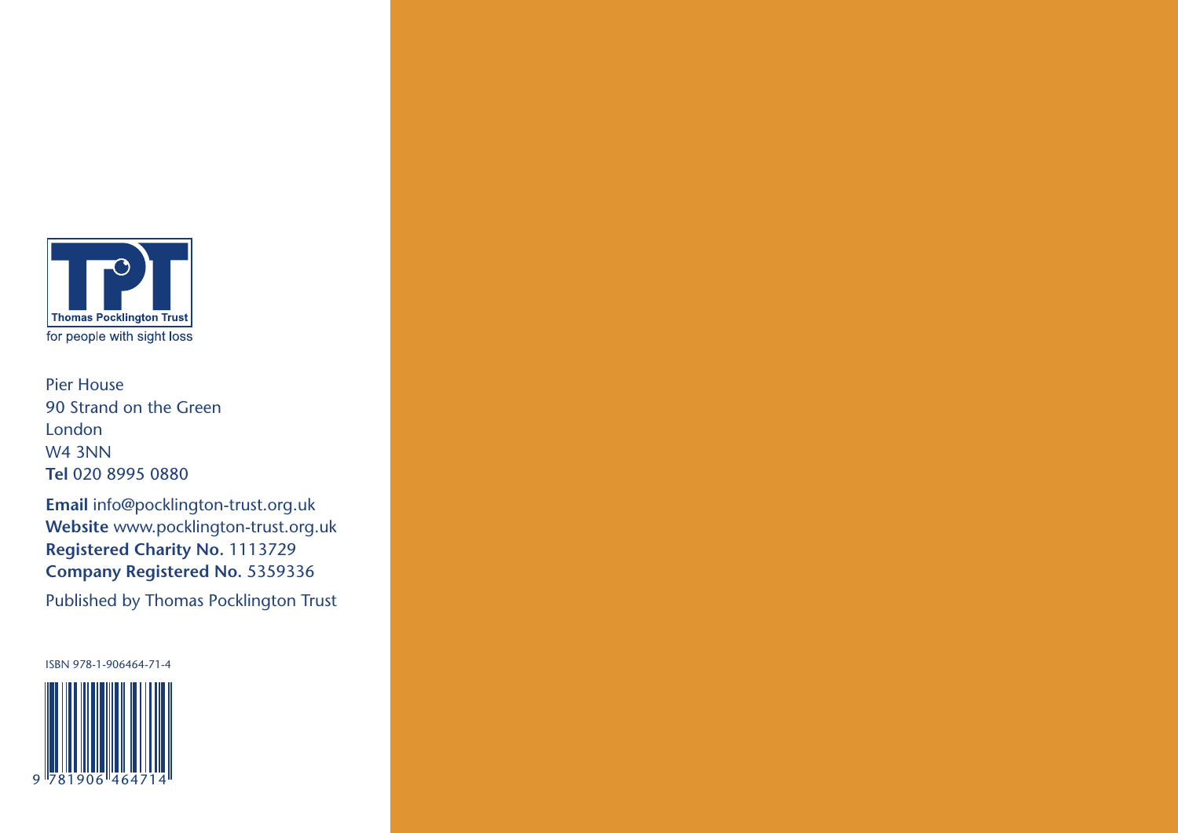Thomas Pocklington Trust

for people with sight loss

Pier House
90 Strand on the Green
London
W4 3NN
**Tel** 020 8995 0880

**Email** info@pocklington-trust.org.uk
**Website** www.pocklington-trust.org.uk
**Registered Charity No.** 1113729
**Company Registered No.** 5359336

Published by Thomas Pocklington Trust

ISBN 978-1-906464-71-4

9 781906 464714